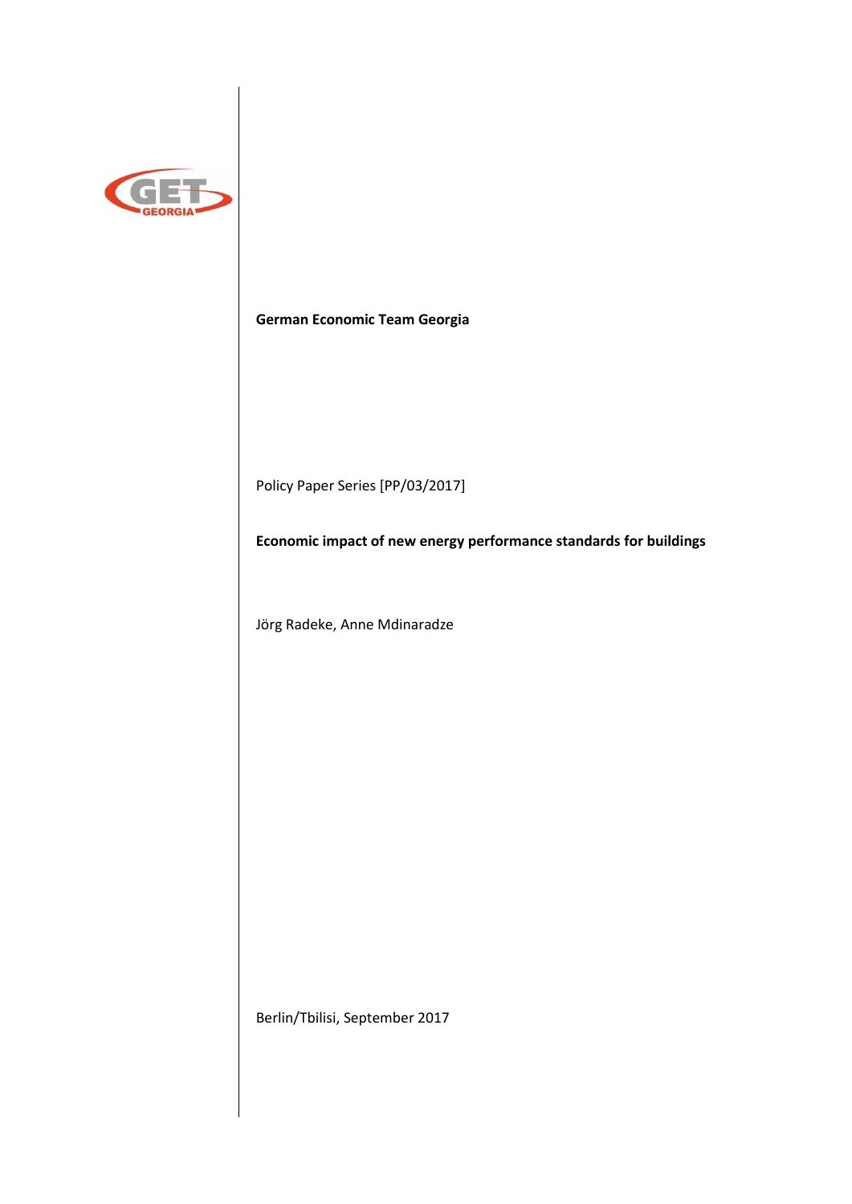**German Economic Team Georgia**

Policy Paper Series [PP/03/2017]

# Economic impact of new energy performance standards for buildings

Jörg Radeke, Anne Mdinaradze

Berlin/Tbilisi, September 2017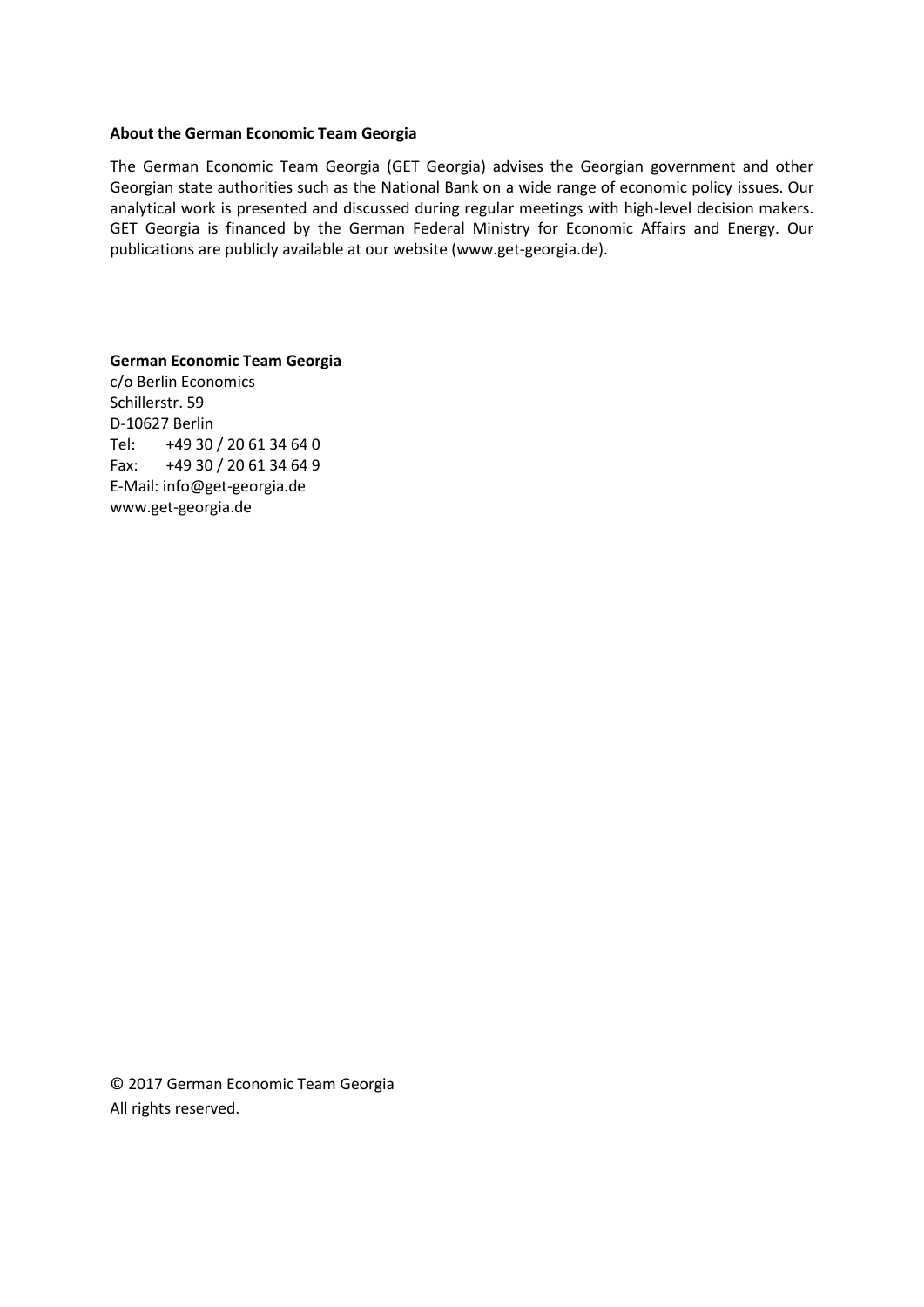**About the German Economic Team Georgia**

The German Economic Team Georgia (GET Georgia) advises the Georgian government and other Georgian state authorities such as the National Bank on a wide range of economic policy issues. Our analytical work is presented and discussed during regular meetings with high-level decision makers. GET Georgia is financed by the German Federal Ministry for Economic Affairs and Energy. Our publications are publicly available at our website (www.get-georgia.de).

**German Economic Team Georgia**
c/o Berlin Economics
Schillerstr. 59
D-10627 Berlin
Tel: +49 30 / 20 61 34 64 0
Fax: +49 30 / 20 61 34 64 9
E-Mail: info@get-georgia.de
www.get-georgia.de

© 2017 German Economic Team Georgia
All rights reserved.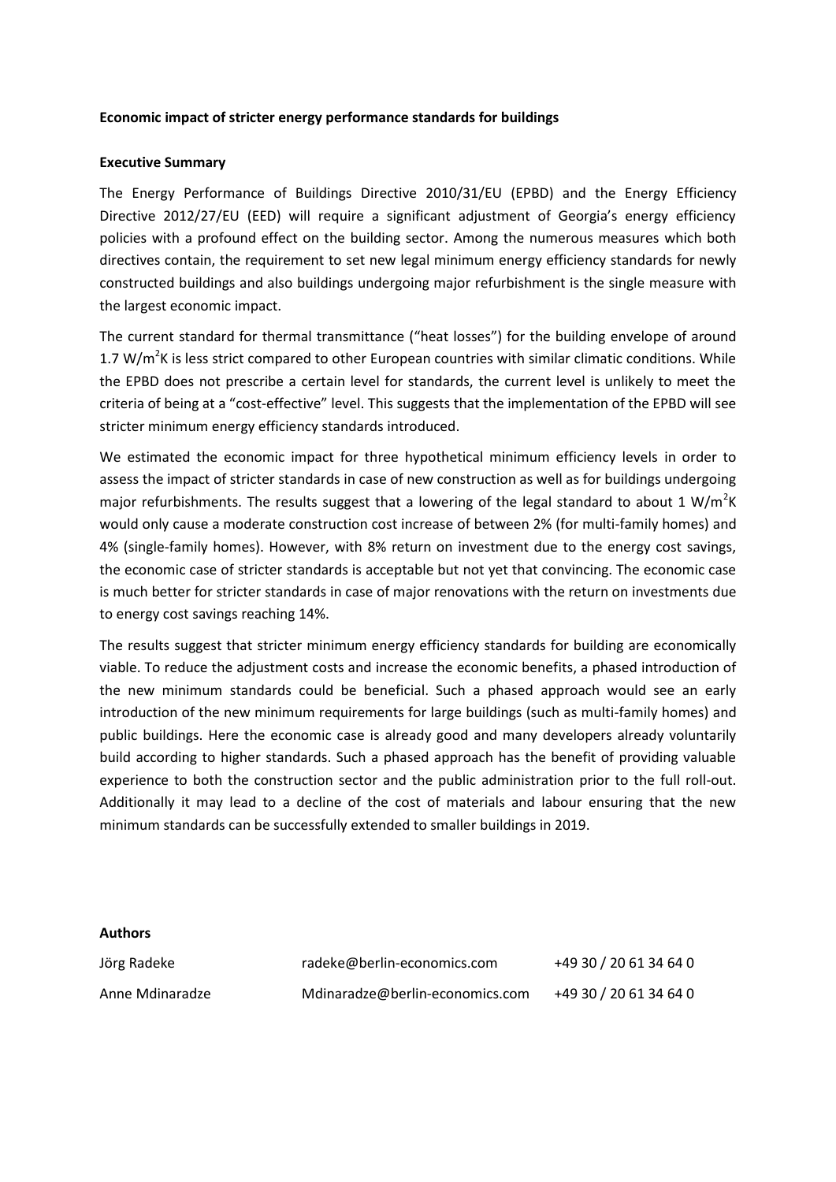**Economic impact of stricter energy performance standards for buildings**

**Executive Summary**

The Energy Performance of Buildings Directive 2010/31/EU (EPBD) and the Energy Efficiency Directive 2012/27/EU (EED) will require a significant adjustment of Georgia's energy efficiency policies with a profound effect on the building sector. Among the numerous measures which both directives contain, the requirement to set new legal minimum energy efficiency standards for newly constructed buildings and also buildings undergoing major refurbishment is the single measure with the largest economic impact.

The current standard for thermal transmittance ("heat losses") for the building envelope of around 1.7 $W/m^2K$ is less strict compared to other European countries with similar climatic conditions. While the EPBD does not prescribe a certain level for standards, the current level is unlikely to meet the criteria of being at a "cost-effective" level. This suggests that the implementation of the EPBD will see stricter minimum energy efficiency standards introduced.

We estimated the economic impact for three hypothetical minimum efficiency levels in order to assess the impact of stricter standards in case of new construction as well as for buildings undergoing major refurbishments. The results suggest that a lowering of the legal standard to about 1 $W/m^2K$ would only cause a moderate construction cost increase of between 2% (for multi-family homes) and 4% (single-family homes). However, with 8% return on investment due to the energy cost savings, the economic case of stricter standards is acceptable but not yet that convincing. The economic case is much better for stricter standards in case of major renovations with the return on investments due to energy cost savings reaching 14%.

The results suggest that stricter minimum energy efficiency standards for building are economically viable. To reduce the adjustment costs and increase the economic benefits, a phased introduction of the new minimum standards could be beneficial. Such a phased approach would see an early introduction of the new minimum requirements for large buildings (such as multi-family homes) and public buildings. Here the economic case is already good and many developers already voluntarily build according to higher standards. Such a phased approach has the benefit of providing valuable experience to both the construction sector and the public administration prior to the full roll-out. Additionally it may lead to a decline of the cost of materials and labour ensuring that the new minimum standards can be successfully extended to smaller buildings in 2019.

**Authors**

| | | |
|---|---|---|
| Jörg Radeke | radeke@berlin-economics.com | +49 30 / 20 61 34 64 0 |
| Anne Mdinaradze | Mdinaradze@berlin-economics.com | +49 30 / 20 61 34 64 0 |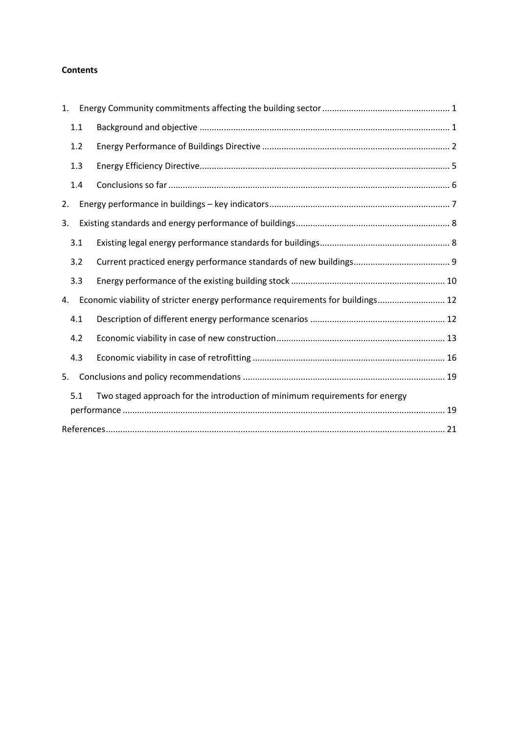**Contents**

1. Energy Community commitments affecting the building sector ..................................................... 1
   - 1.1 Background and objective ....................................................................................................... 1
   - 1.2 Energy Performance of Buildings Directive ............................................................................. 2
   - 1.3 Energy Efficiency Directive....................................................................................................... 5
   - 1.4 Conclusions so far .................................................................................................................... 6
2. Energy performance in buildings – key indicators ........................................................................... 7
3. Existing standards and energy performance of buildings ................................................................ 8
   - 3.1 Existing legal energy performance standards for buildings ...................................................... 8
   - 3.2 Current practiced energy performance standards of new buildings ........................................ 9
   - 3.3 Energy performance of the existing building stock ................................................................ 10
4. Economic viability of stricter energy performance requirements for buildings ............................ 12
   - 4.1 Description of different energy performance scenarios ........................................................ 12
   - 4.2 Economic viability in case of new construction ...................................................................... 13
   - 4.3 Economic viability in case of retrofitting ................................................................................ 16
5. Conclusions and policy recommendations .................................................................................... 19
   - 5.1 Two staged approach for the introduction of minimum requirements for energy performance ..................................................................................................................................... 19

References ........................................................................................................................................... 21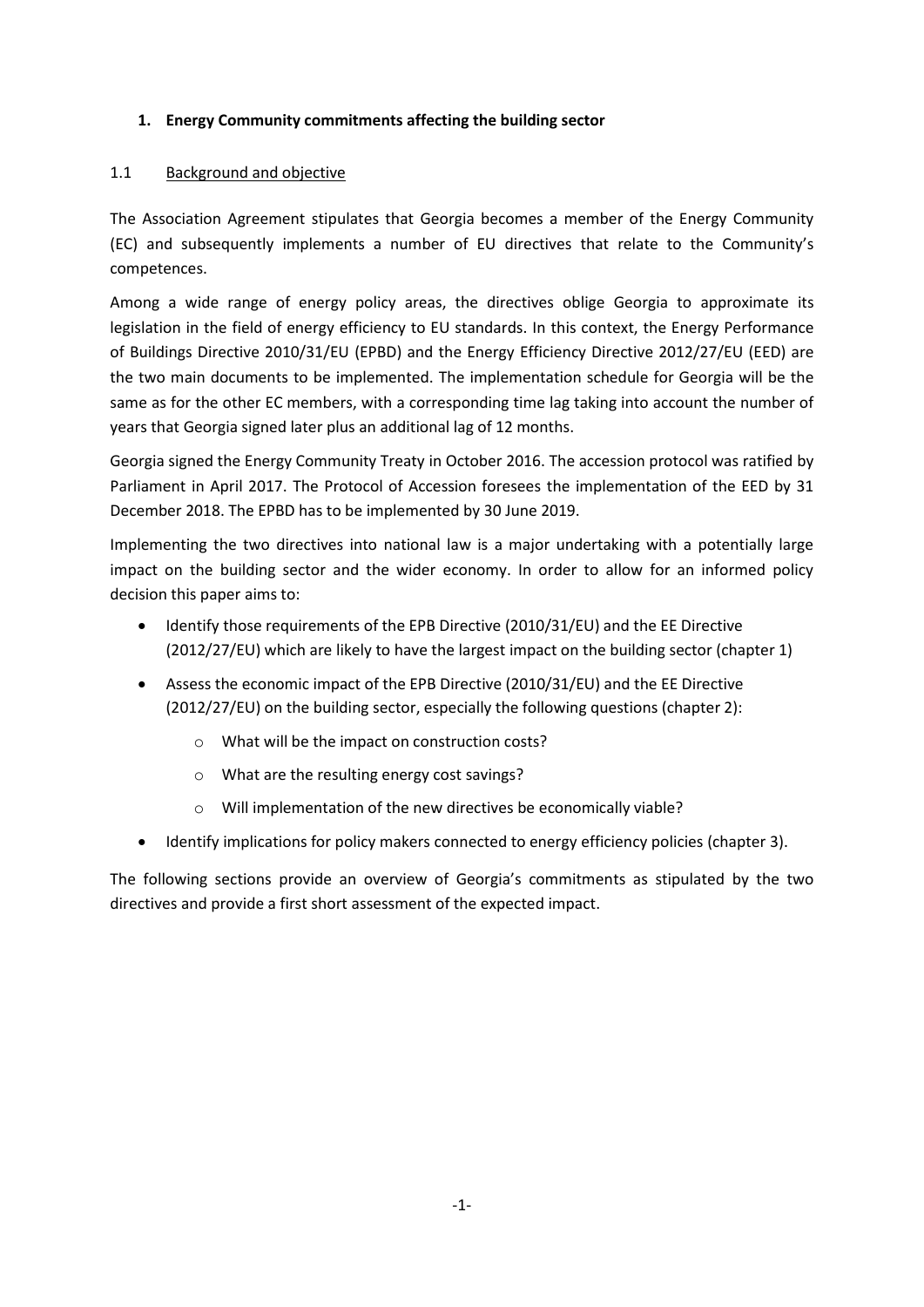## 1. Energy Community commitments affecting the building sector

### 1.1 Background and objective

The Association Agreement stipulates that Georgia becomes a member of the Energy Community (EC) and subsequently implements a number of EU directives that relate to the Community's competences.

Among a wide range of energy policy areas, the directives oblige Georgia to approximate its legislation in the field of energy efficiency to EU standards. In this context, the Energy Performance of Buildings Directive 2010/31/EU (EPBD) and the Energy Efficiency Directive 2012/27/EU (EED) are the two main documents to be implemented. The implementation schedule for Georgia will be the same as for the other EC members, with a corresponding time lag taking into account the number of years that Georgia signed later plus an additional lag of 12 months.

Georgia signed the Energy Community Treaty in October 2016. The accession protocol was ratified by Parliament in April 2017. The Protocol of Accession foresees the implementation of the EED by 31 December 2018. The EPBD has to be implemented by 30 June 2019.

Implementing the two directives into national law is a major undertaking with a potentially large impact on the building sector and the wider economy. In order to allow for an informed policy decision this paper aims to:

- Identify those requirements of the EPB Directive (2010/31/EU) and the EE Directive (2012/27/EU) which are likely to have the largest impact on the building sector (chapter 1)
- Assess the economic impact of the EPB Directive (2010/31/EU) and the EE Directive (2012/27/EU) on the building sector, especially the following questions (chapter 2):
  - What will be the impact on construction costs?
  - What are the resulting energy cost savings?
  - Will implementation of the new directives be economically viable?
- Identify implications for policy makers connected to energy efficiency policies (chapter 3).

The following sections provide an overview of Georgia's commitments as stipulated by the two directives and provide a first short assessment of the expected impact.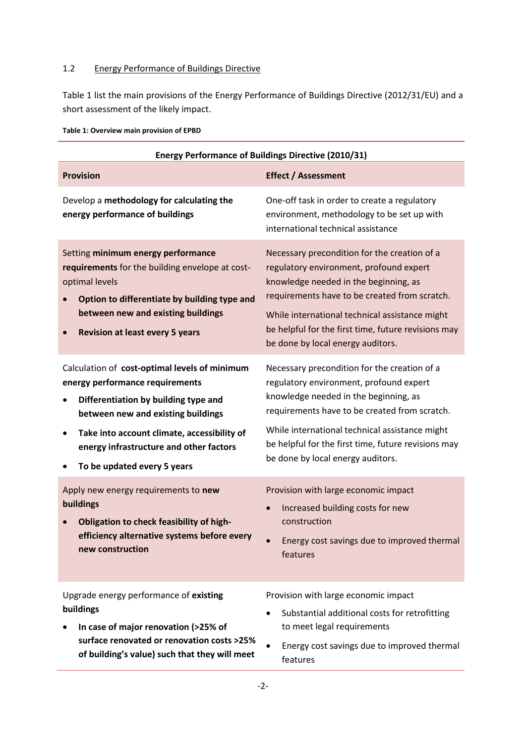## 1.2 Energy Performance of Buildings Directive

Table 1 list the main provisions of the Energy Performance of Buildings Directive (2012/31/EU) and a short assessment of the likely impact.

**Table 1: Overview main provision of EPBD**

| **Energy Performance of Buildings Directive (2010/31)** | |
|---|---|
| **Provision** | **Effect / Assessment** |
| Develop a **methodology for calculating the energy performance of buildings** | One-off task in order to create a regulatory environment, methodology to be set up with international technical assistance |
| Setting **minimum energy performance requirements** for the building envelope at cost-optimal levels<br>• **Option to differentiate by building type and between new and existing buildings**<br>• **Revision at least every 5 years** | Necessary precondition for the creation of a regulatory environment, profound expert knowledge needed in the beginning, as requirements have to be created from scratch.<br>While international technical assistance might be helpful for the first time, future revisions may be done by local energy auditors. |
| Calculation of **cost-optimal levels of minimum energy performance requirements**<br>• **Differentiation by building type and between new and existing buildings**<br>• **Take into account climate, accessibility of energy infrastructure and other factors**<br>• **To be updated every 5 years** | Necessary precondition for the creation of a regulatory environment, profound expert knowledge needed in the beginning, as requirements have to be created from scratch.<br>While international technical assistance might be helpful for the first time, future revisions may be done by local energy auditors. |
| Apply new energy requirements to **new buildings**<br>• **Obligation to check feasibility of high-efficiency alternative systems before every new construction** | Provision with large economic impact<br>• Increased building costs for new construction<br>• Energy cost savings due to improved thermal features |
| Upgrade energy performance of **existing buildings**<br>• **In case of major renovation (>25% of surface renovated or renovation costs >25% of building's value) such that they will meet** | Provision with large economic impact<br>• Substantial additional costs for retrofitting to meet legal requirements<br>• Energy cost savings due to improved thermal features |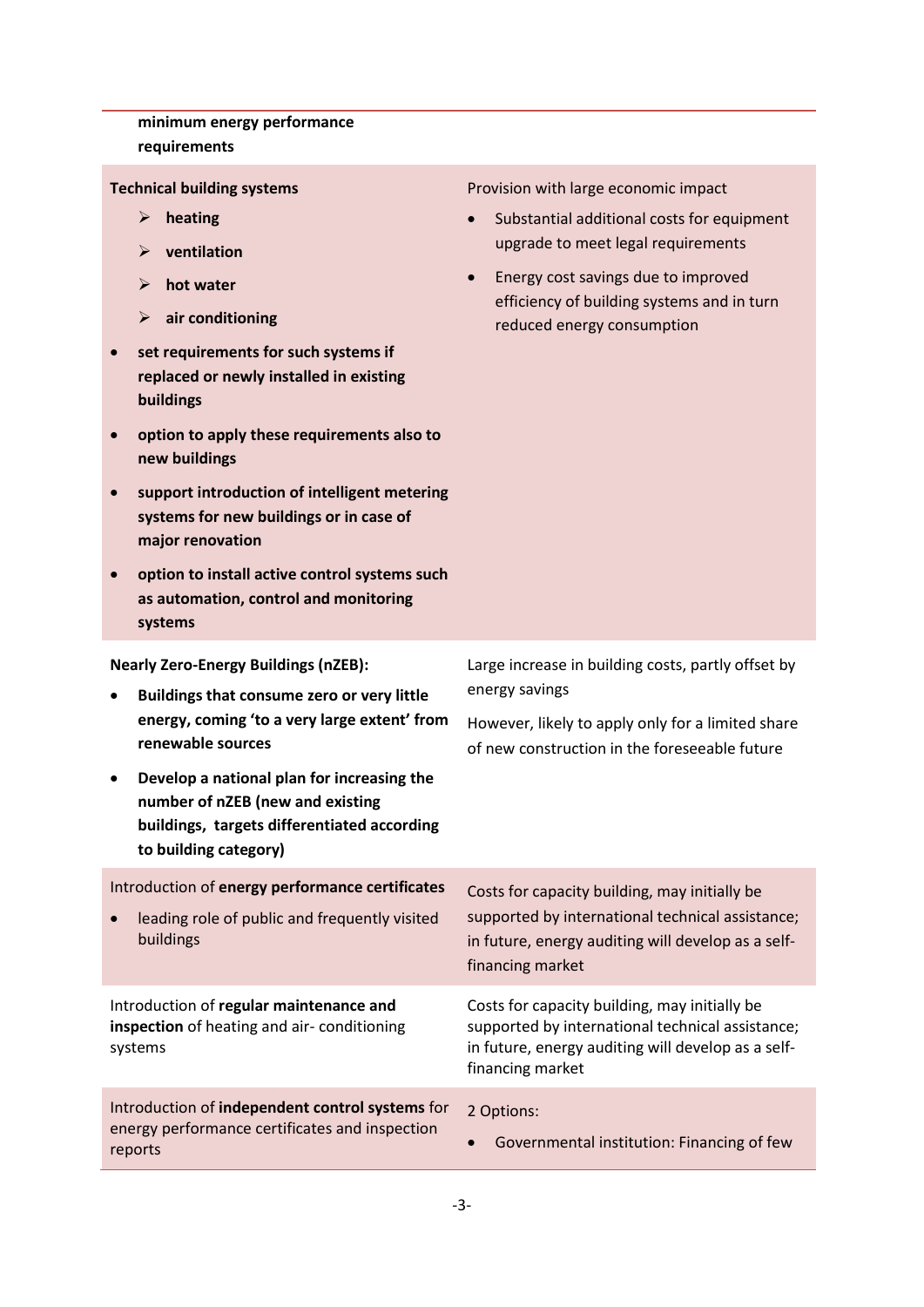| | |
|---|---|
| **minimum energy performance requirements** | |
| **Technical building systems**<br>➢ **heating**<br>➢ **ventilation**<br>➢ **hot water**<br>➢ **air conditioning**<br>• **set requirements for such systems if replaced or newly installed in existing buildings**<br>• **option to apply these requirements also to new buildings**<br>• **support introduction of intelligent metering systems for new buildings or in case of major renovation**<br>• **option to install active control systems such as automation, control and monitoring systems** | Provision with large economic impact<br>• Substantial additional costs for equipment upgrade to meet legal requirements<br>• Energy cost savings due to improved efficiency of building systems and in turn reduced energy consumption |
| **Nearly Zero-Energy Buildings (nZEB):**<br>• **Buildings that consume zero or very little energy, coming 'to a very large extent' from renewable sources**<br>• **Develop a national plan for increasing the number of nZEB (new and existing buildings, targets differentiated according to building category)** | Large increase in building costs, partly offset by energy savings<br>However, likely to apply only for a limited share of new construction in the foreseeable future |
| Introduction of **energy performance certificates**<br>• leading role of public and frequently visited buildings | Costs for capacity building, may initially be supported by international technical assistance; in future, energy auditing will develop as a self-financing market |
| Introduction of **regular maintenance and inspection** of heating and air- conditioning systems | Costs for capacity building, may initially be supported by international technical assistance; in future, energy auditing will develop as a self-financing market |
| Introduction of **independent control systems** for energy performance certificates and inspection reports | 2 Options:<br>• Governmental institution: Financing of few |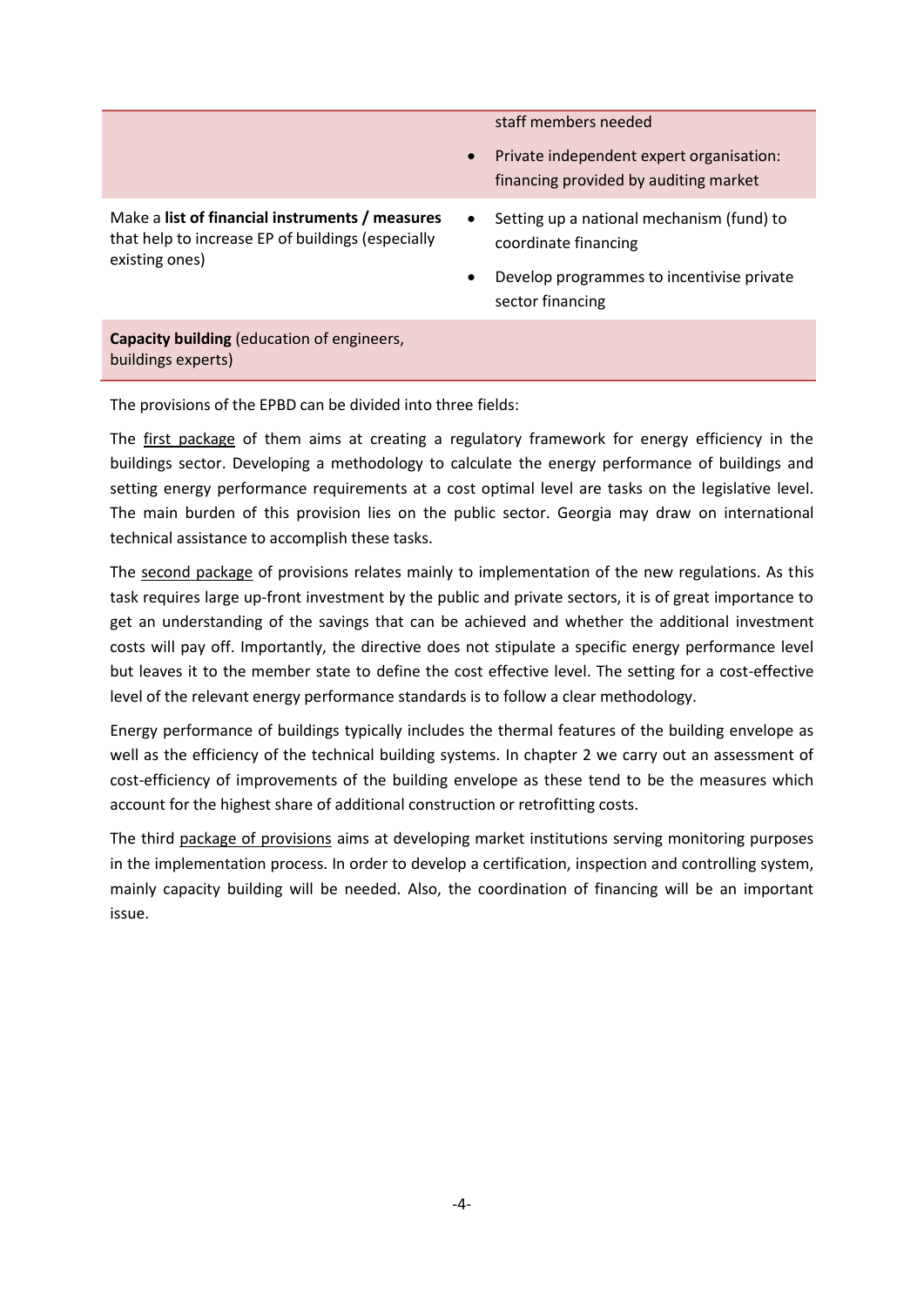| | |
|---|---|
| | staff members needed<br>• Private independent expert organisation: financing provided by auditing market |
| Make a **list of financial instruments / measures** that help to increase EP of buildings (especially existing ones) | • Setting up a national mechanism (fund) to coordinate financing<br>• Develop programmes to incentivise private sector financing |
| **Capacity building** (education of engineers, buildings experts) | |

The provisions of the EPBD can be divided into three fields:

The first package of them aims at creating a regulatory framework for energy efficiency in the buildings sector. Developing a methodology to calculate the energy performance of buildings and setting energy performance requirements at a cost optimal level are tasks on the legislative level. The main burden of this provision lies on the public sector. Georgia may draw on international technical assistance to accomplish these tasks.

The second package of provisions relates mainly to implementation of the new regulations. As this task requires large up-front investment by the public and private sectors, it is of great importance to get an understanding of the savings that can be achieved and whether the additional investment costs will pay off. Importantly, the directive does not stipulate a specific energy performance level but leaves it to the member state to define the cost effective level. The setting for a cost-effective level of the relevant energy performance standards is to follow a clear methodology.

Energy performance of buildings typically includes the thermal features of the building envelope as well as the efficiency of the technical building systems. In chapter 2 we carry out an assessment of cost-efficiency of improvements of the building envelope as these tend to be the measures which account for the highest share of additional construction or retrofitting costs.

The third package of provisions aims at developing market institutions serving monitoring purposes in the implementation process. In order to develop a certification, inspection and controlling system, mainly capacity building will be needed. Also, the coordination of financing will be an important issue.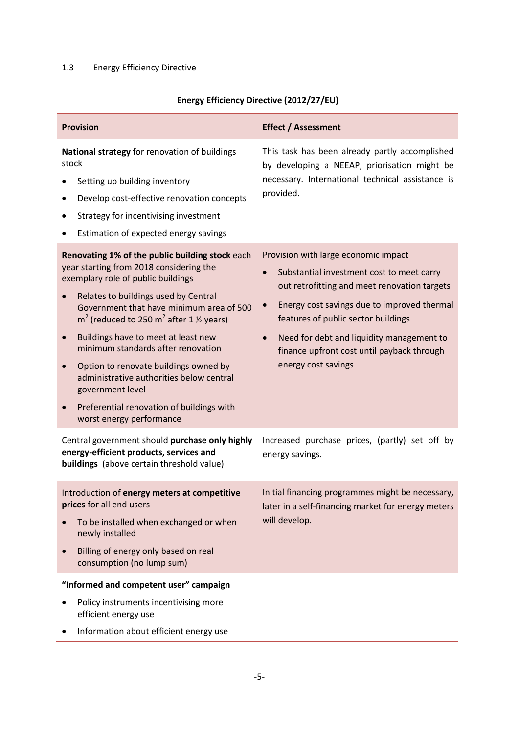### 1.3 Energy Efficiency Directive

**Energy Efficiency Directive (2012/27/EU)**

| Provision | Effect / Assessment |
|---|---|
| **National strategy** for renovation of buildings stock<br>• Setting up building inventory<br>• Develop cost-effective renovation concepts<br>• Strategy for incentivising investment<br>• Estimation of expected energy savings | This task has been already partly accomplished by developing a NEEAP, priorisation might be necessary. International technical assistance is provided. |
| **Renovating 1% of the public building stock** each year starting from 2018 considering the exemplary role of public buildings<br>• Relates to buildings used by Central Government that have minimum area of 500 m$^2$ (reduced to 250 m$^2$ after 1 ½ years)<br>• Buildings have to meet at least new minimum standards after renovation<br>• Option to renovate buildings owned by administrative authorities below central government level<br>• Preferential renovation of buildings with worst energy performance | Provision with large economic impact<br>• Substantial investment cost to meet carry out retrofitting and meet renovation targets<br>• Energy cost savings due to improved thermal features of public sector buildings<br>• Need for debt and liquidity management to finance upfront cost until payback through energy cost savings |
| Central government should **purchase only highly energy-efficient products, services and buildings** (above certain threshold value) | Increased purchase prices, (partly) set off by energy savings. |
| Introduction of **energy meters at competitive prices** for all end users<br>• To be installed when exchanged or when newly installed<br>• Billing of energy only based on real consumption (no lump sum) | Initial financing programmes might be necessary, later in a self-financing market for energy meters will develop. |
| **"Informed and competent user" campaign**<br>• Policy instruments incentivising more efficient energy use<br>• Information about efficient energy use | |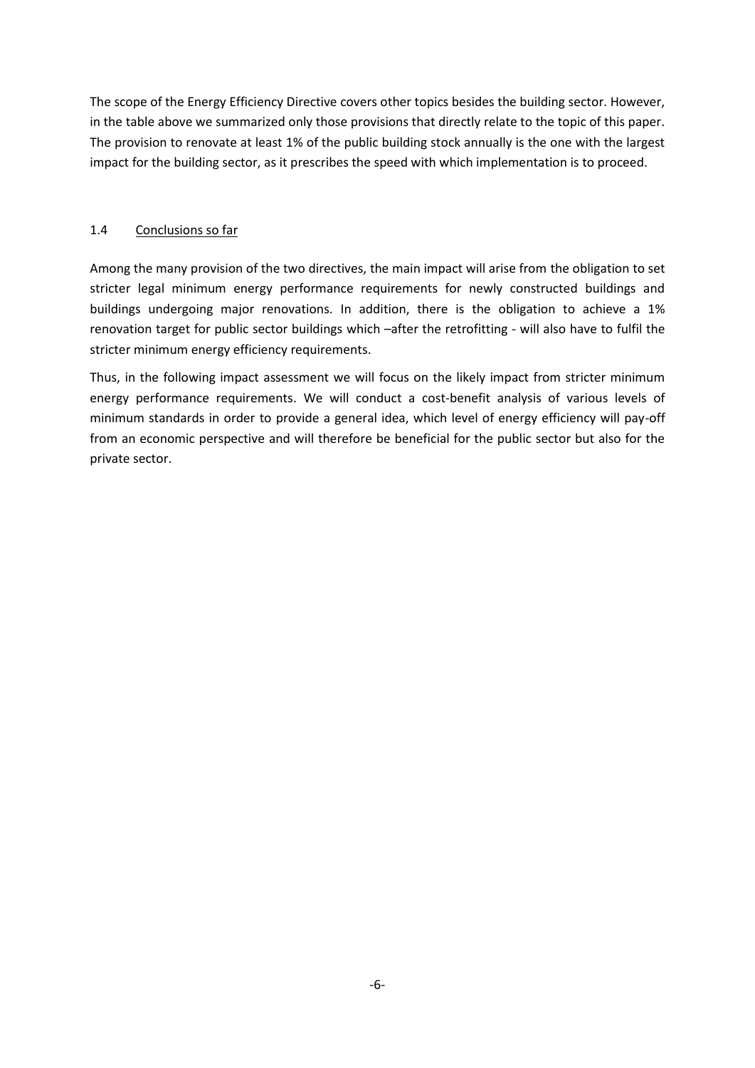The scope of the Energy Efficiency Directive covers other topics besides the building sector. However, in the table above we summarized only those provisions that directly relate to the topic of this paper. The provision to renovate at least 1% of the public building stock annually is the one with the largest impact for the building sector, as it prescribes the speed with which implementation is to proceed.

### 1.4 Conclusions so far

Among the many provision of the two directives, the main impact will arise from the obligation to set stricter legal minimum energy performance requirements for newly constructed buildings and buildings undergoing major renovations. In addition, there is the obligation to achieve a 1% renovation target for public sector buildings which –after the retrofitting - will also have to fulfil the stricter minimum energy efficiency requirements.

Thus, in the following impact assessment we will focus on the likely impact from stricter minimum energy performance requirements. We will conduct a cost-benefit analysis of various levels of minimum standards in order to provide a general idea, which level of energy efficiency will pay-off from an economic perspective and will therefore be beneficial for the public sector but also for the private sector.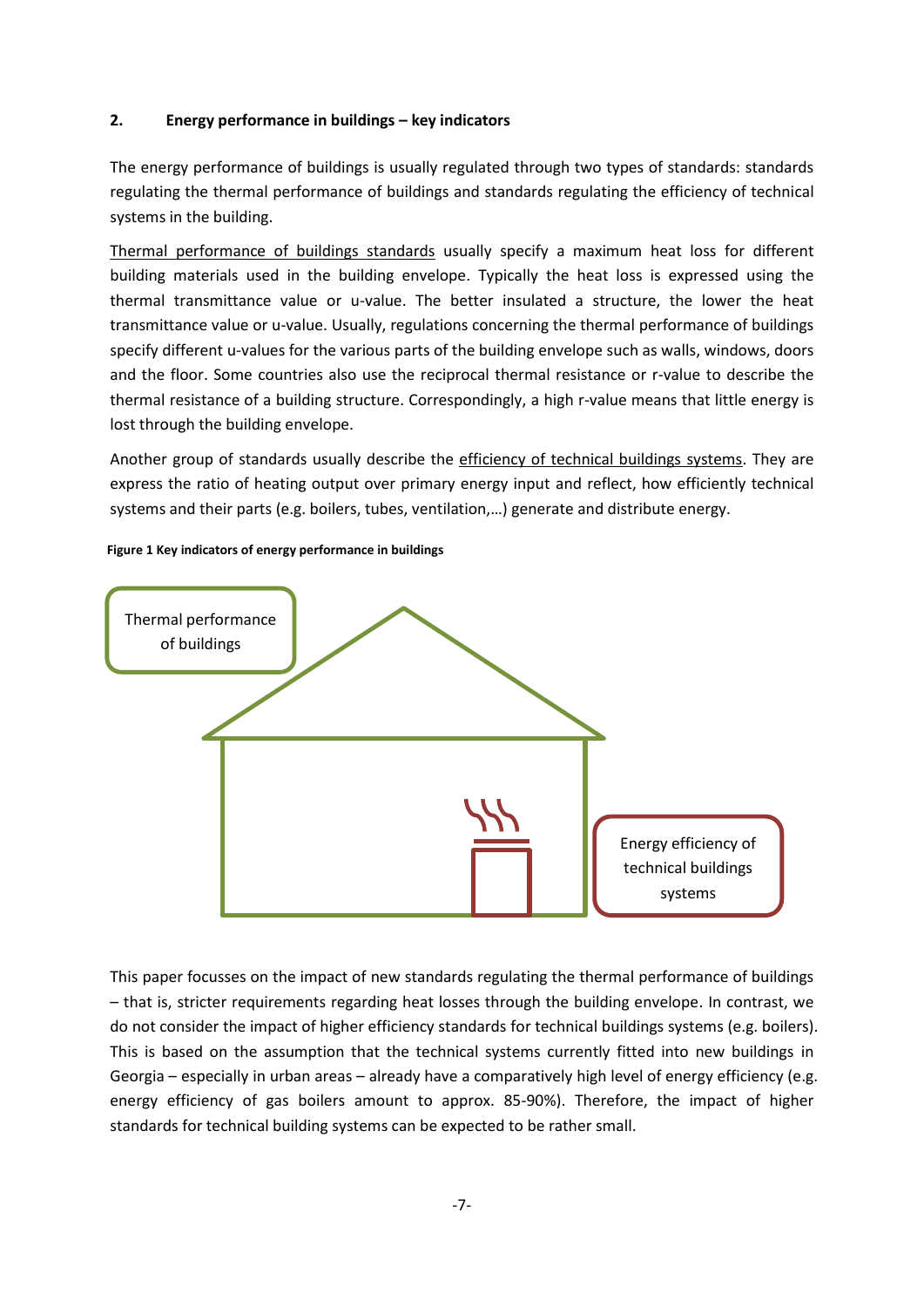## 2. Energy performance in buildings – key indicators

The energy performance of buildings is usually regulated through two types of standards: standards regulating the thermal performance of buildings and standards regulating the efficiency of technical systems in the building.

Thermal performance of buildings standards usually specify a maximum heat loss for different building materials used in the building envelope. Typically the heat loss is expressed using the thermal transmittance value or u-value. The better insulated a structure, the lower the heat transmittance value or u-value. Usually, regulations concerning the thermal performance of buildings specify different u-values for the various parts of the building envelope such as walls, windows, doors and the floor. Some countries also use the reciprocal thermal resistance or r-value to describe the thermal resistance of a building structure. Correspondingly, a high r-value means that little energy is lost through the building envelope.

Another group of standards usually describe the efficiency of technical buildings systems. They are express the ratio of heating output over primary energy input and reflect, how efficiently technical systems and their parts (e.g. boilers, tubes, ventilation,…) generate and distribute energy.

**Figure 1 Key indicators of energy performance in buildings**

Thermal performance of buildings

Energy efficiency of technical buildings systems

This paper focusses on the impact of new standards regulating the thermal performance of buildings – that is, stricter requirements regarding heat losses through the building envelope. In contrast, we do not consider the impact of higher efficiency standards for technical buildings systems (e.g. boilers). This is based on the assumption that the technical systems currently fitted into new buildings in Georgia – especially in urban areas – already have a comparatively high level of energy efficiency (e.g. energy efficiency of gas boilers amount to approx. 85-90%). Therefore, the impact of higher standards for technical building systems can be expected to be rather small.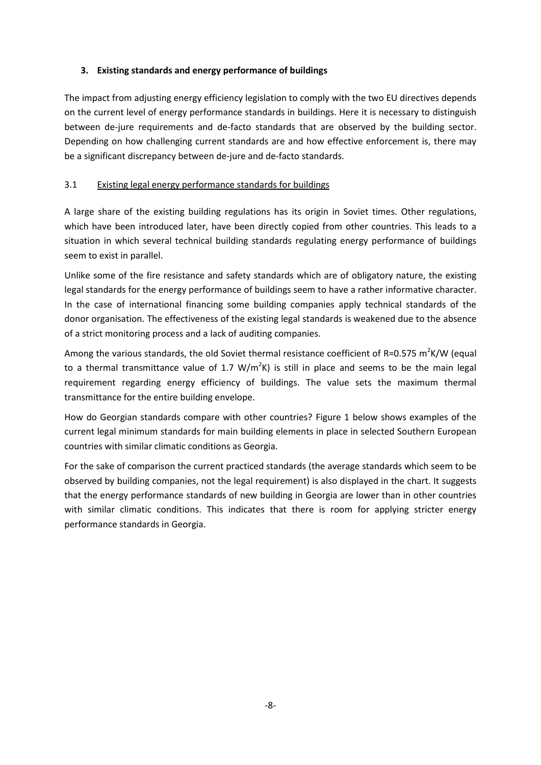### 3. Existing standards and energy performance of buildings

The impact from adjusting energy efficiency legislation to comply with the two EU directives depends on the current level of energy performance standards in buildings. Here it is necessary to distinguish between de-jure requirements and de-facto standards that are observed by the building sector. Depending on how challenging current standards are and how effective enforcement is, there may be a significant discrepancy between de-jure and de-facto standards.

#### 3.1 Existing legal energy performance standards for buildings

A large share of the existing building regulations has its origin in Soviet times. Other regulations, which have been introduced later, have been directly copied from other countries. This leads to a situation in which several technical building standards regulating energy performance of buildings seem to exist in parallel.

Unlike some of the fire resistance and safety standards which are of obligatory nature, the existing legal standards for the energy performance of buildings seem to have a rather informative character. In the case of international financing some building companies apply technical standards of the donor organisation. The effectiveness of the existing legal standards is weakened due to the absence of a strict monitoring process and a lack of auditing companies.

Among the various standards, the old Soviet thermal resistance coefficient of R=0.575 $m^2K/W$ (equal to a thermal transmittance value of 1.7 $W/m^2K$) is still in place and seems to be the main legal requirement regarding energy efficiency of buildings. The value sets the maximum thermal transmittance for the entire building envelope.

How do Georgian standards compare with other countries? Figure 1 below shows examples of the current legal minimum standards for main building elements in place in selected Southern European countries with similar climatic conditions as Georgia.

For the sake of comparison the current practiced standards (the average standards which seem to be observed by building companies, not the legal requirement) is also displayed in the chart. It suggests that the energy performance standards of new building in Georgia are lower than in other countries with similar climatic conditions. This indicates that there is room for applying stricter energy performance standards in Georgia.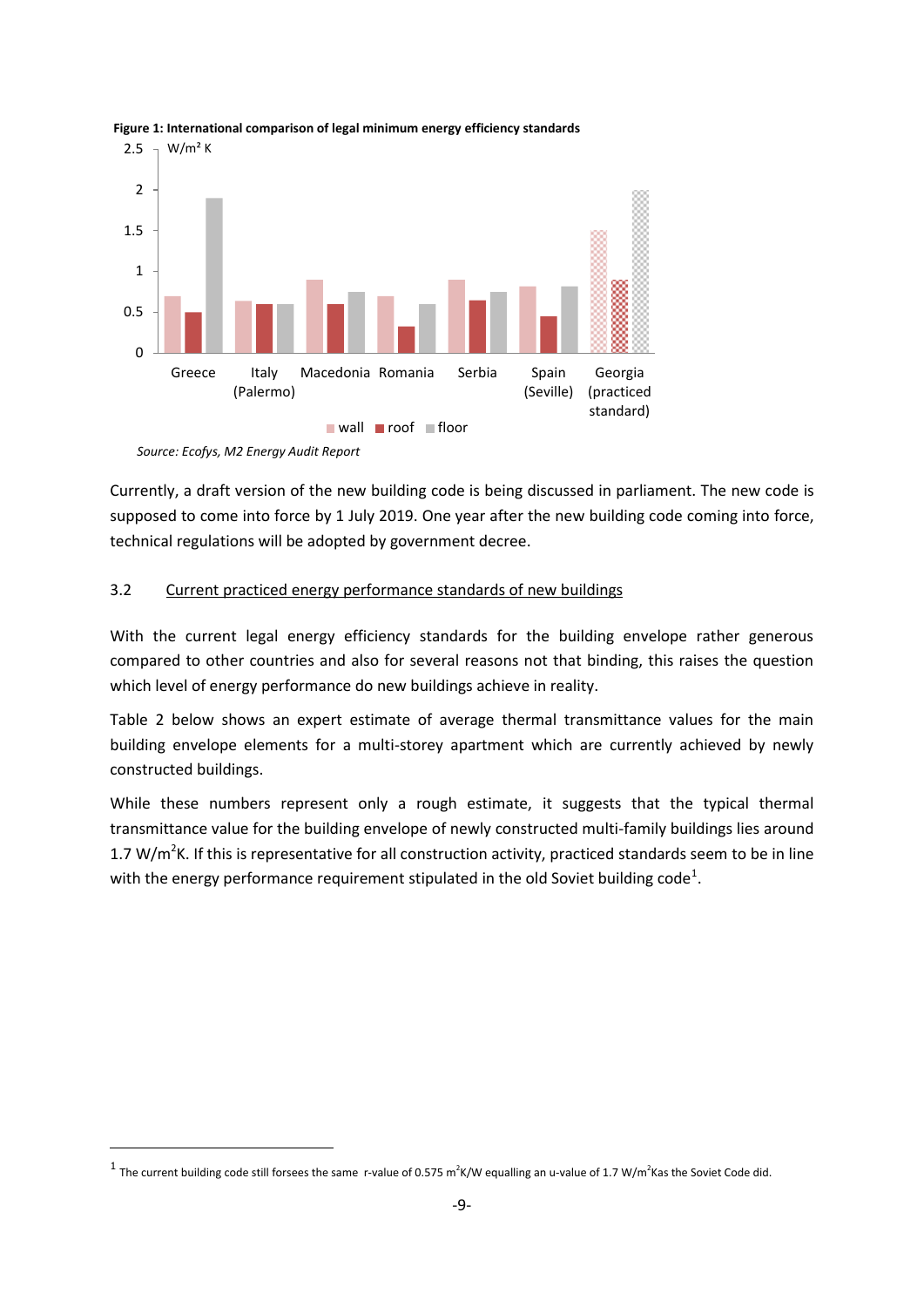**Figure 1: International comparison of legal minimum energy efficiency standards**

*Source: Ecofys, M2 Energy Audit Report*

Currently, a draft version of the new building code is being discussed in parliament. The new code is supposed to come into force by 1 July 2019. One year after the new building code coming into force, technical regulations will be adopted by government decree.

### 3.2 Current practiced energy performance standards of new buildings

With the current legal energy efficiency standards for the building envelope rather generous compared to other countries and also for several reasons not that binding, this raises the question which level of energy performance do new buildings achieve in reality.

Table 2 below shows an expert estimate of average thermal transmittance values for the main building envelope elements for a multi-storey apartment which are currently achieved by newly constructed buildings.

While these numbers represent only a rough estimate, it suggests that the typical thermal transmittance value for the building envelope of newly constructed multi-family buildings lies around 1.7 W/$m^2$K. If this is representative for all construction activity, practiced standards seem to be in line with the energy performance requirement stipulated in the old Soviet building code[1].

---

[1] The current building code still forsees the same r-value of 0.575 $m^2$K/W equalling an u-value of 1.7 W/$m^2$Kas the Soviet Code did.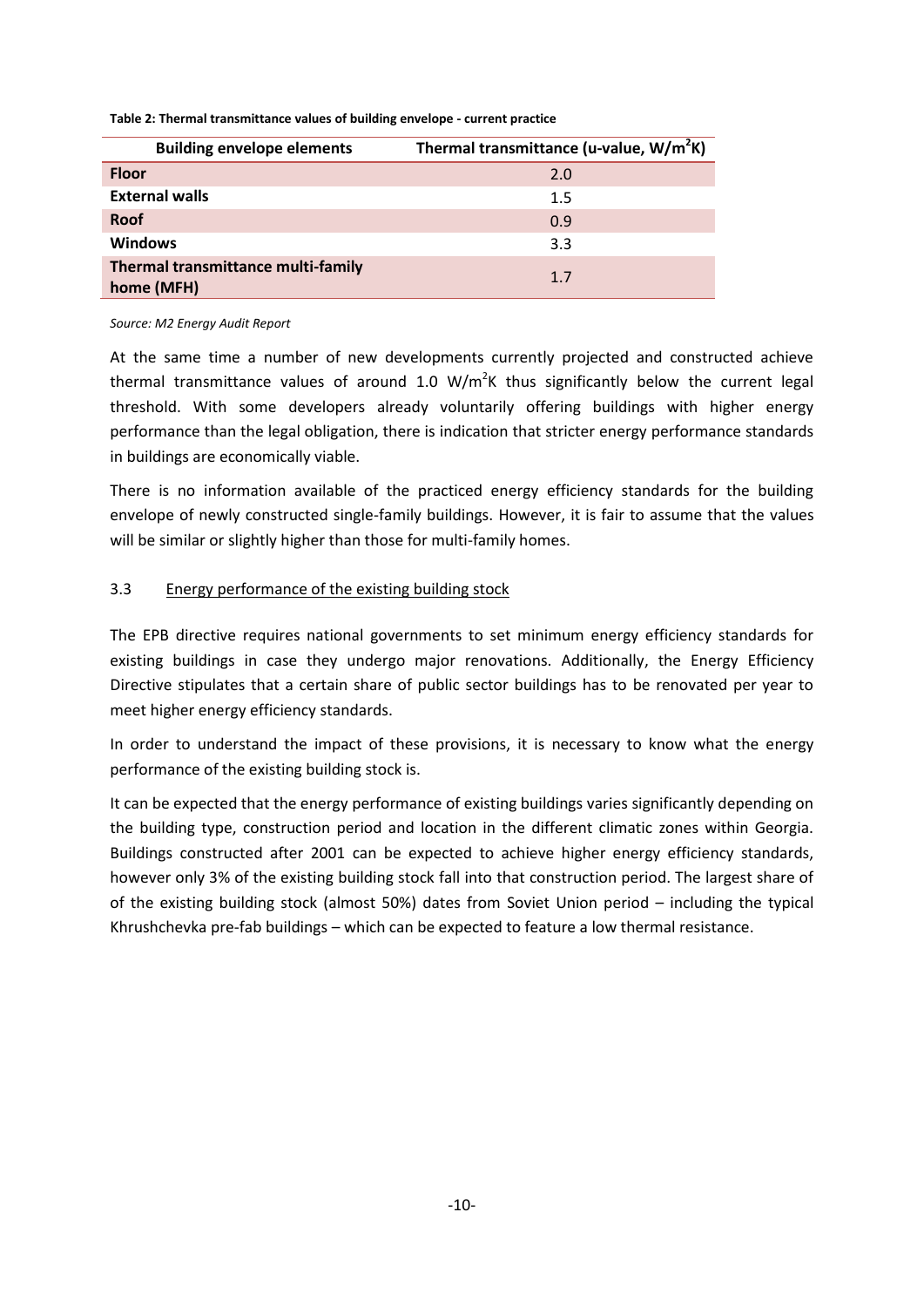**Table 2: Thermal transmittance values of building envelope - current practice**

| Building envelope elements | Thermal transmittance (u-value, $W/m^2K$) |
|---|---|
| **Floor** | 2.0 |
| **External walls** | 1.5 |
| **Roof** | 0.9 |
| **Windows** | 3.3 |
| **Thermal transmittance multi-family home (MFH)** | 1.7 |

*Source: M2 Energy Audit Report*

At the same time a number of new developments currently projected and constructed achieve thermal transmittance values of around 1.0 $W/m^2K$ thus significantly below the current legal threshold. With some developers already voluntarily offering buildings with higher energy performance than the legal obligation, there is indication that stricter energy performance standards in buildings are economically viable.

There is no information available of the practiced energy efficiency standards for the building envelope of newly constructed single-family buildings. However, it is fair to assume that the values will be similar or slightly higher than those for multi-family homes.

### 3.3 Energy performance of the existing building stock

The EPB directive requires national governments to set minimum energy efficiency standards for existing buildings in case they undergo major renovations. Additionally, the Energy Efficiency Directive stipulates that a certain share of public sector buildings has to be renovated per year to meet higher energy efficiency standards.

In order to understand the impact of these provisions, it is necessary to know what the energy performance of the existing building stock is.

It can be expected that the energy performance of existing buildings varies significantly depending on the building type, construction period and location in the different climatic zones within Georgia. Buildings constructed after 2001 can be expected to achieve higher energy efficiency standards, however only 3% of the existing building stock fall into that construction period. The largest share of of the existing building stock (almost 50%) dates from Soviet Union period – including the typical Khrushchevka pre-fab buildings – which can be expected to feature a low thermal resistance.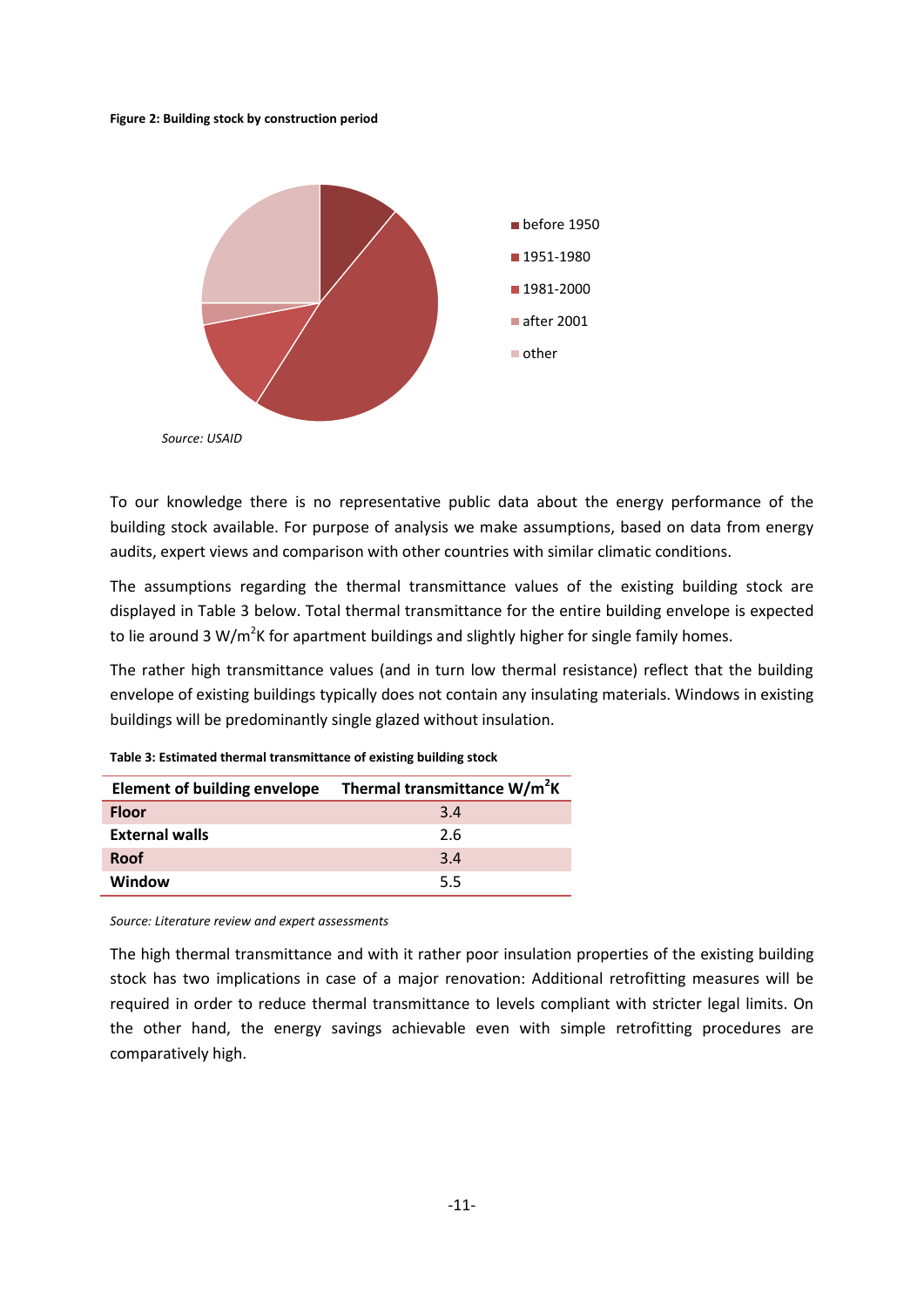**Figure 2: Building stock by construction period**

*Source: USAID*

To our knowledge there is no representative public data about the energy performance of the building stock available. For purpose of analysis we make assumptions, based on data from energy audits, expert views and comparison with other countries with similar climatic conditions.

The assumptions regarding the thermal transmittance values of the existing building stock are displayed in Table 3 below. Total thermal transmittance for the entire building envelope is expected to lie around 3 W/m$^2$K for apartment buildings and slightly higher for single family homes.

The rather high transmittance values (and in turn low thermal resistance) reflect that the building envelope of existing buildings typically does not contain any insulating materials. Windows in existing buildings will be predominantly single glazed without insulation.

**Table 3: Estimated thermal transmittance of existing building stock**

| Element of building envelope | Thermal transmittance W/m$^2$K |
|---|---|
| **Floor** | 3.4 |
| **External walls** | 2.6 |
| **Roof** | 3.4 |
| **Window** | 5.5 |

*Source: Literature review and expert assessments*

The high thermal transmittance and with it rather poor insulation properties of the existing building stock has two implications in case of a major renovation: Additional retrofitting measures will be required in order to reduce thermal transmittance to levels compliant with stricter legal limits. On the other hand, the energy savings achievable even with simple retrofitting procedures are comparatively high.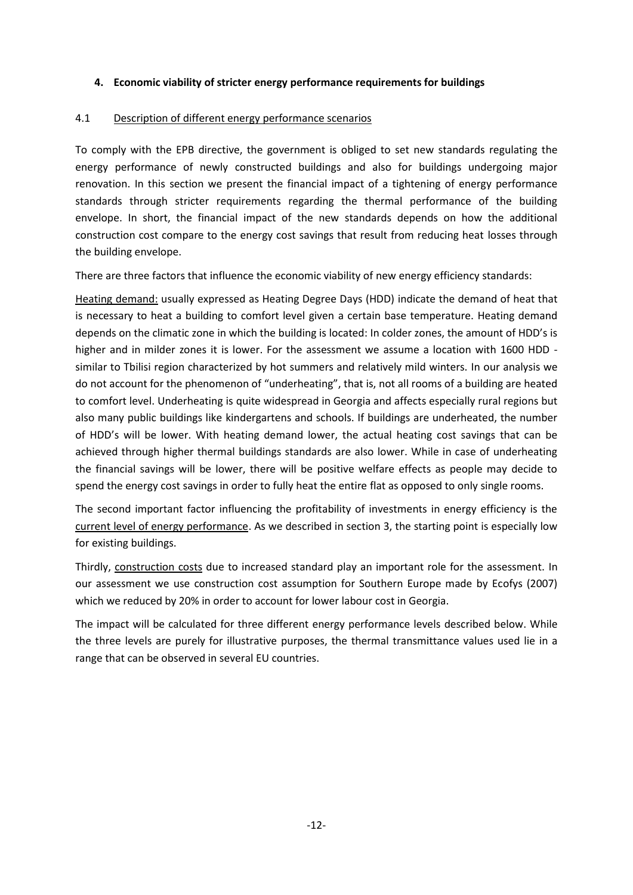## 4. Economic viability of stricter energy performance requirements for buildings

### 4.1 Description of different energy performance scenarios

To comply with the EPB directive, the government is obliged to set new standards regulating the energy performance of newly constructed buildings and also for buildings undergoing major renovation. In this section we present the financial impact of a tightening of energy performance standards through stricter requirements regarding the thermal performance of the building envelope. In short, the financial impact of the new standards depends on how the additional construction cost compare to the energy cost savings that result from reducing heat losses through the building envelope.

There are three factors that influence the economic viability of new energy efficiency standards:

Heating demand: usually expressed as Heating Degree Days (HDD) indicate the demand of heat that is necessary to heat a building to comfort level given a certain base temperature. Heating demand depends on the climatic zone in which the building is located: In colder zones, the amount of HDD's is higher and in milder zones it is lower. For the assessment we assume a location with 1600 HDD - similar to Tbilisi region characterized by hot summers and relatively mild winters. In our analysis we do not account for the phenomenon of "underheating", that is, not all rooms of a building are heated to comfort level. Underheating is quite widespread in Georgia and affects especially rural regions but also many public buildings like kindergartens and schools. If buildings are underheated, the number of HDD's will be lower. With heating demand lower, the actual heating cost savings that can be achieved through higher thermal buildings standards are also lower. While in case of underheating the financial savings will be lower, there will be positive welfare effects as people may decide to spend the energy cost savings in order to fully heat the entire flat as opposed to only single rooms.

The second important factor influencing the profitability of investments in energy efficiency is the current level of energy performance. As we described in section 3, the starting point is especially low for existing buildings.

Thirdly, construction costs due to increased standard play an important role for the assessment. In our assessment we use construction cost assumption for Southern Europe made by Ecofys (2007) which we reduced by 20% in order to account for lower labour cost in Georgia.

The impact will be calculated for three different energy performance levels described below. While the three levels are purely for illustrative purposes, the thermal transmittance values used lie in a range that can be observed in several EU countries.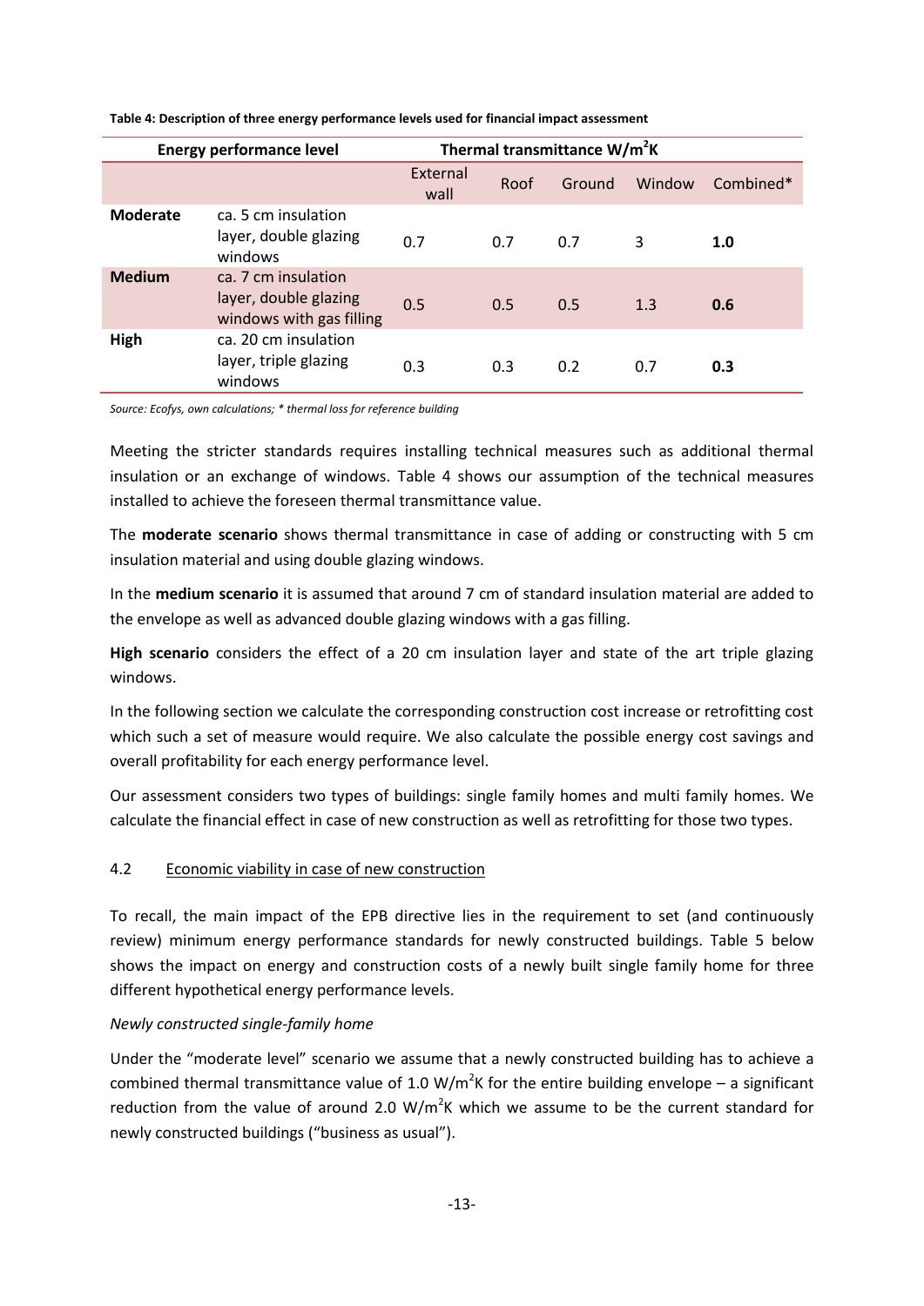**Table 4: Description of three energy performance levels used for financial impact assessment**

| Energy performance level | | Thermal transmittance W/m²K | | | | |
|---|---|---|---|---|---|---|
| | | External wall | Roof | Ground | Window | Combined* |
| **Moderate** | ca. 5 cm insulation layer, double glazing windows | 0.7 | 0.7 | 0.7 | 3 | **1.0** |
| **Medium** | ca. 7 cm insulation layer, double glazing windows with gas filling | 0.5 | 0.5 | 0.5 | 1.3 | **0.6** |
| **High** | ca. 20 cm insulation layer, triple glazing windows | 0.3 | 0.3 | 0.2 | 0.7 | **0.3** |

*Source: Ecofys, own calculations; * thermal loss for reference building*

Meeting the stricter standards requires installing technical measures such as additional thermal insulation or an exchange of windows. Table 4 shows our assumption of the technical measures installed to achieve the foreseen thermal transmittance value.

The **moderate scenario** shows thermal transmittance in case of adding or constructing with 5 cm insulation material and using double glazing windows.

In the **medium scenario** it is assumed that around 7 cm of standard insulation material are added to the envelope as well as advanced double glazing windows with a gas filling.

**High scenario** considers the effect of a 20 cm insulation layer and state of the art triple glazing windows.

In the following section we calculate the corresponding construction cost increase or retrofitting cost which such a set of measure would require. We also calculate the possible energy cost savings and overall profitability for each energy performance level.

Our assessment considers two types of buildings: single family homes and multi family homes. We calculate the financial effect in case of new construction as well as retrofitting for those two types.

## 4.2 Economic viability in case of new construction

To recall, the main impact of the EPB directive lies in the requirement to set (and continuously review) minimum energy performance standards for newly constructed buildings. Table 5 below shows the impact on energy and construction costs of a newly built single family home for three different hypothetical energy performance levels.

*Newly constructed single-family home*

Under the "moderate level" scenario we assume that a newly constructed building has to achieve a combined thermal transmittance value of 1.0 W/m$^2$K for the entire building envelope – a significant reduction from the value of around 2.0 W/m$^2$K which we assume to be the current standard for newly constructed buildings ("business as usual").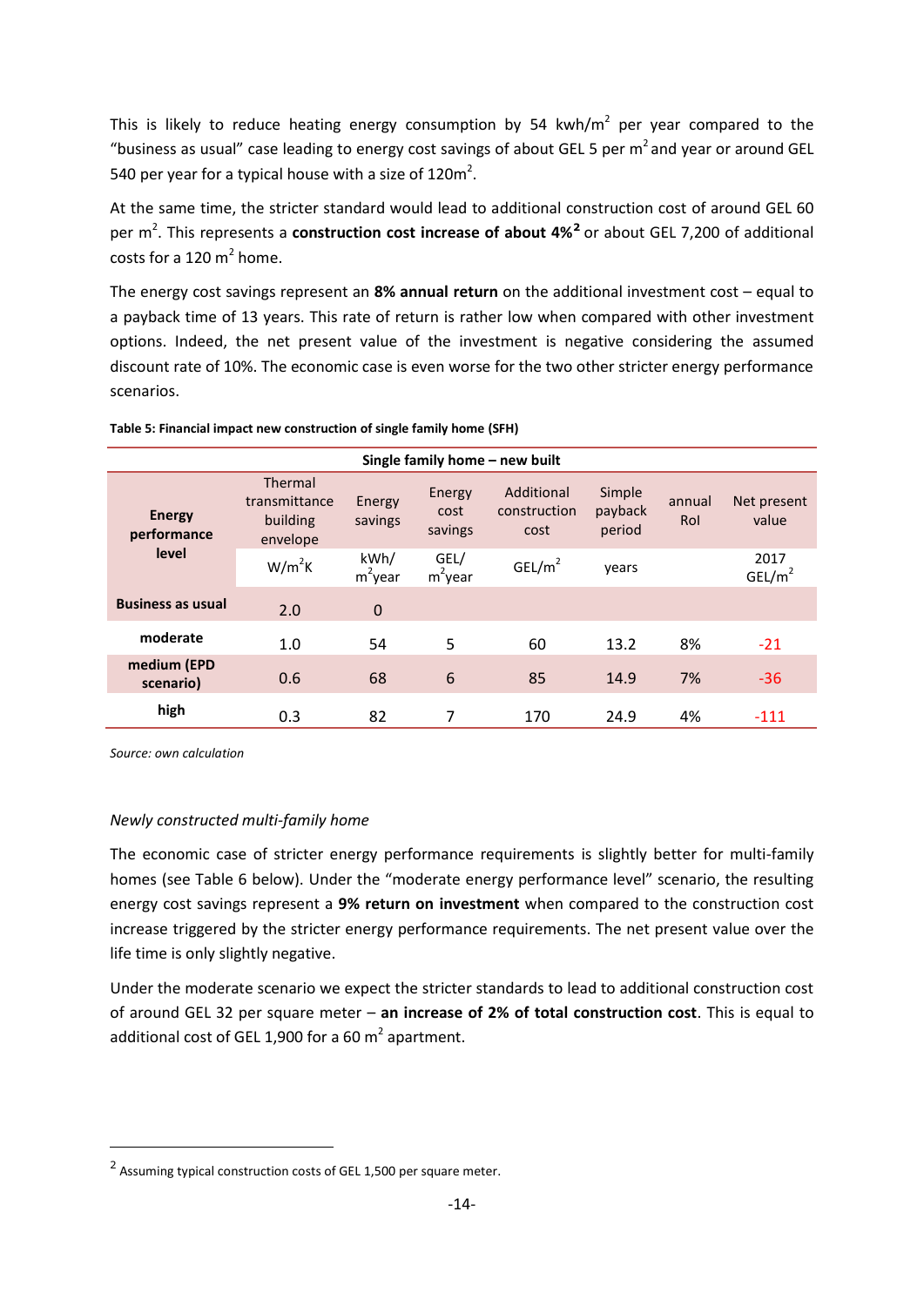This is likely to reduce heating energy consumption by 54 kwh/m$^2$ per year compared to the "business as usual" case leading to energy cost savings of about GEL 5 per m$^2$ and year or around GEL 540 per year for a typical house with a size of 120m$^2$.

At the same time, the stricter standard would lead to additional construction cost of around GEL 60 per m$^2$. This represents a **construction cost increase of about 4%**[2] or about GEL 7,200 of additional costs for a 120 m$^2$ home.

The energy cost savings represent an **8% annual return** on the additional investment cost – equal to a payback time of 13 years. This rate of return is rather low when compared with other investment options. Indeed, the net present value of the investment is negative considering the assumed discount rate of 10%. The economic case is even worse for the two other stricter energy performance scenarios.

**Table 5: Financial impact new construction of single family home (SFH)**

| Single family home – new built | | | | | | | |
|---|---|---|---|---|---|---|---|
| **Energy performance level** | Thermal transmittance building envelope | Energy savings | Energy cost savings | Additional construction cost | Simple payback period | annual RoI | Net present value |
| | W/m$^2$K | kWh/ m$^2$year | GEL/ m$^2$year | GEL/m$^2$ | years | | 2017 GEL/m$^2$ |
| **Business as usual** | 2.0 | 0 | | | | | |
| **moderate** | 1.0 | 54 | 5 | 60 | 13.2 | 8% | -21 |
| **medium (EPD scenario)** | 0.6 | 68 | 6 | 85 | 14.9 | 7% | -36 |
| **high** | 0.3 | 82 | 7 | 170 | 24.9 | 4% | -111 |

*Source: own calculation*

*Newly constructed multi-family home*

The economic case of stricter energy performance requirements is slightly better for multi-family homes (see Table 6 below). Under the "moderate energy performance level" scenario, the resulting energy cost savings represent a **9% return on investment** when compared to the construction cost increase triggered by the stricter energy performance requirements. The net present value over the life time is only slightly negative.

Under the moderate scenario we expect the stricter standards to lead to additional construction cost of around GEL 32 per square meter – **an increase of 2% of total construction cost**. This is equal to additional cost of GEL 1,900 for a 60 m$^2$ apartment.

---

[2] Assuming typical construction costs of GEL 1,500 per square meter.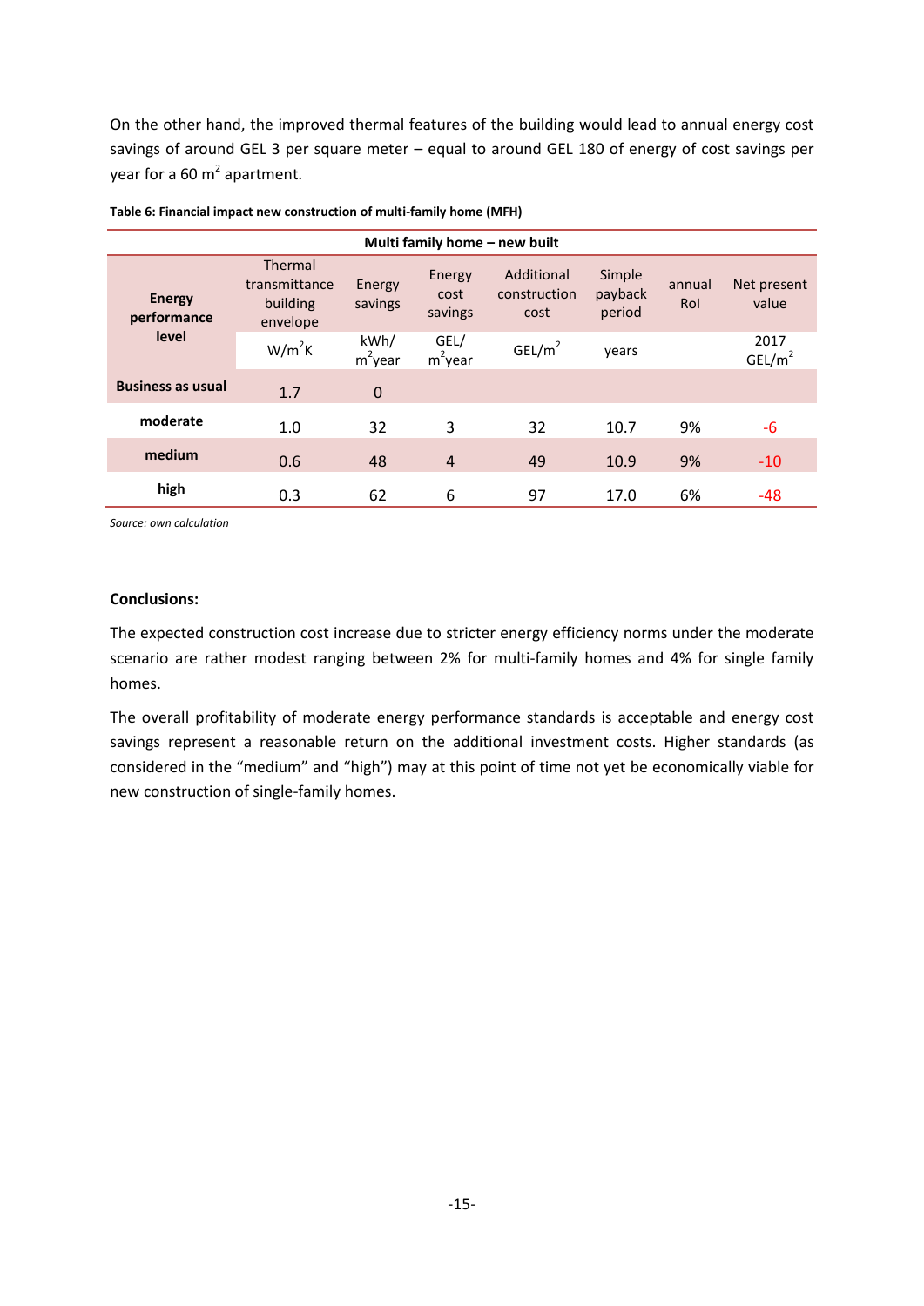On the other hand, the improved thermal features of the building would lead to annual energy cost savings of around GEL 3 per square meter – equal to around GEL 180 of energy of cost savings per year for a 60 $m^2$ apartment.

**Table 6: Financial impact new construction of multi-family home (MFH)**

| Multi family home – new built | | | | | | | |
|---|---|---|---|---|---|---|---|
| **Energy performance level** | Thermal transmittance building envelope | Energy savings | Energy cost savings | Additional construction cost | Simple payback period | annual RoI | Net present value |
| | $W/m^2K$ | $kWh/m^2year$ | $GEL/m^2year$ | $GEL/m^2$ | years | | 2017 $GEL/m^2$ |
| **Business as usual** | 1.7 | 0 | | | | | |
| **moderate** | 1.0 | 32 | 3 | 32 | 10.7 | 9% | -6 |
| **medium** | 0.6 | 48 | 4 | 49 | 10.9 | 9% | -10 |
| **high** | 0.3 | 62 | 6 | 97 | 17.0 | 6% | -48 |

*Source: own calculation*

**Conclusions:**

The expected construction cost increase due to stricter energy efficiency norms under the moderate scenario are rather modest ranging between 2% for multi-family homes and 4% for single family homes.

The overall profitability of moderate energy performance standards is acceptable and energy cost savings represent a reasonable return on the additional investment costs. Higher standards (as considered in the "medium" and "high") may at this point of time not yet be economically viable for new construction of single-family homes.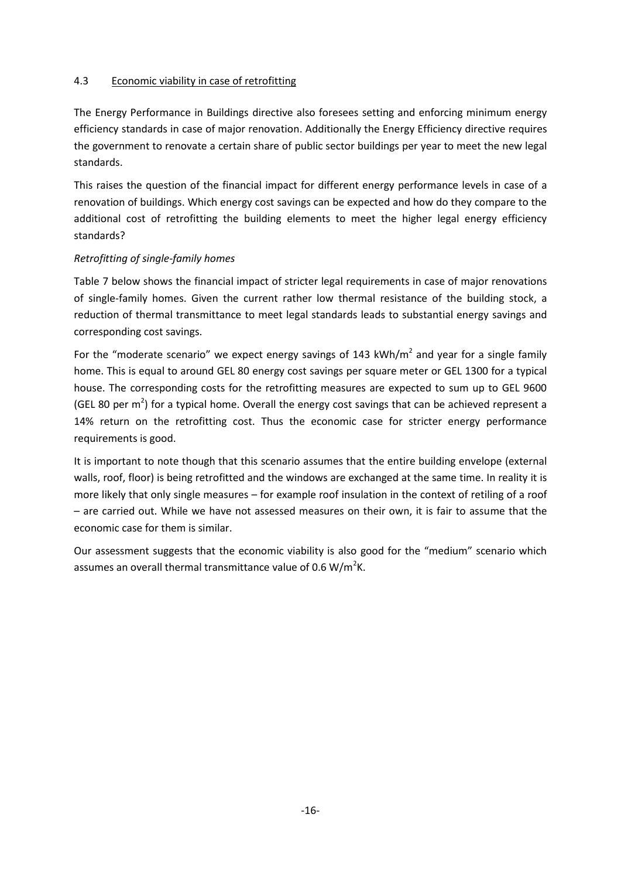## 4.3 Economic viability in case of retrofitting

The Energy Performance in Buildings directive also foresees setting and enforcing minimum energy efficiency standards in case of major renovation. Additionally the Energy Efficiency directive requires the government to renovate a certain share of public sector buildings per year to meet the new legal standards.

This raises the question of the financial impact for different energy performance levels in case of a renovation of buildings. Which energy cost savings can be expected and how do they compare to the additional cost of retrofitting the building elements to meet the higher legal energy efficiency standards?

*Retrofitting of single-family homes*

Table 7 below shows the financial impact of stricter legal requirements in case of major renovations of single-family homes. Given the current rather low thermal resistance of the building stock, a reduction of thermal transmittance to meet legal standards leads to substantial energy savings and corresponding cost savings.

For the "moderate scenario" we expect energy savings of 143 kWh/m$^2$ and year for a single family home. This is equal to around GEL 80 energy cost savings per square meter or GEL 1300 for a typical house. The corresponding costs for the retrofitting measures are expected to sum up to GEL 9600 (GEL 80 per m$^2$) for a typical home. Overall the energy cost savings that can be achieved represent a 14% return on the retrofitting cost. Thus the economic case for stricter energy performance requirements is good.

It is important to note though that this scenario assumes that the entire building envelope (external walls, roof, floor) is being retrofitted and the windows are exchanged at the same time. In reality it is more likely that only single measures – for example roof insulation in the context of retiling of a roof – are carried out. While we have not assessed measures on their own, it is fair to assume that the economic case for them is similar.

Our assessment suggests that the economic viability is also good for the "medium" scenario which assumes an overall thermal transmittance value of 0.6 W/m$^2$K.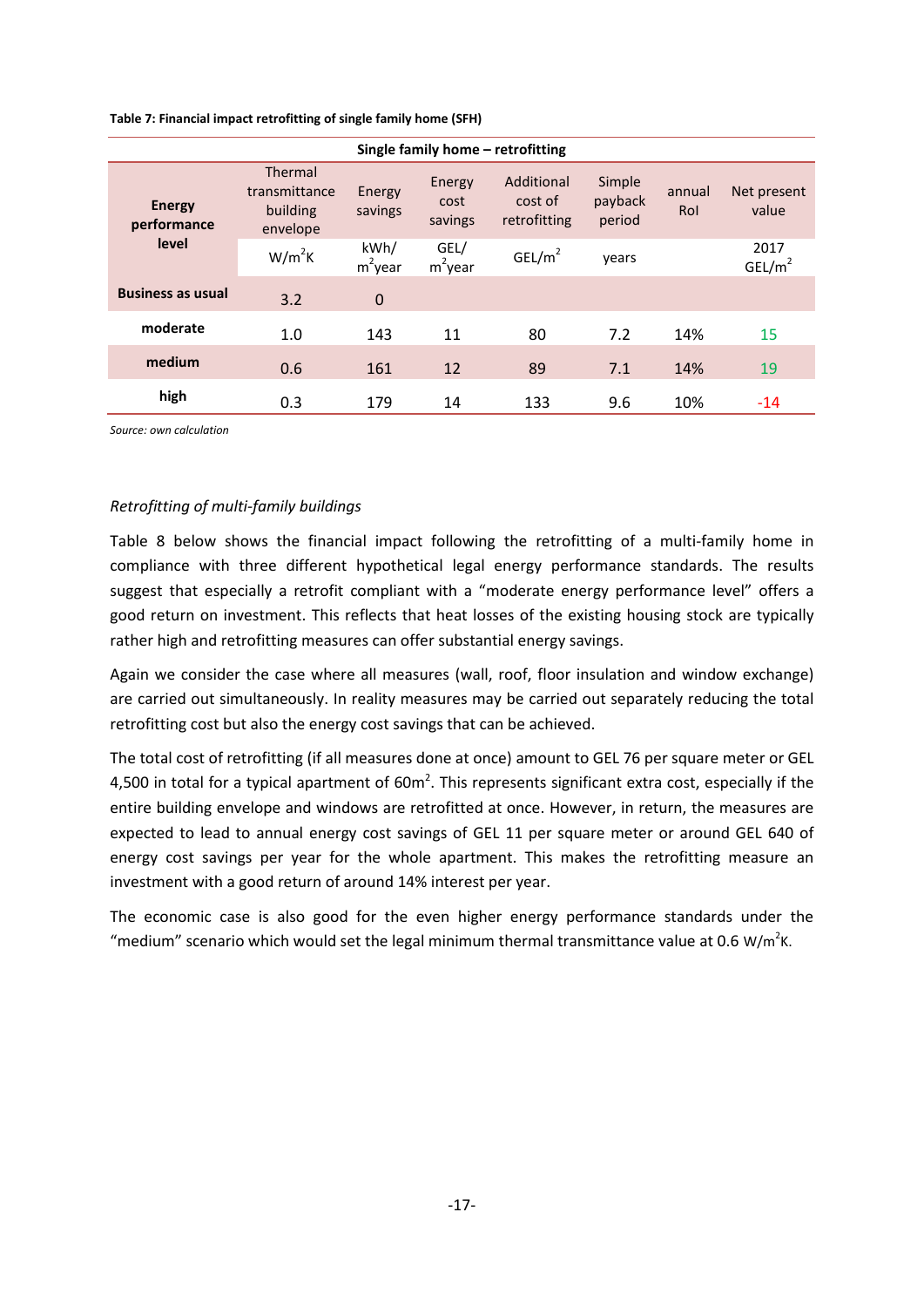**Table 7: Financial impact retrofitting of single family home (SFH)**

| Single family home – retrofitting | | | | | | | |
|---|---|---|---|---|---|---|---|
| Energy performance level | Thermal transmittance building envelope | Energy savings | Energy cost savings | Additional cost of retrofitting | Simple payback period | annual RoI | Net present value |
| | $W/m^2K$ | $kWh/m^2year$ | $GEL/m^2year$ | $GEL/m^2$ | years | | 2017 $GEL/m^2$ |
| **Business as usual** | 3.2 | 0 | | | | | |
| **moderate** | 1.0 | 143 | 11 | 80 | 7.2 | 14% | 15 |
| **medium** | 0.6 | 161 | 12 | 89 | 7.1 | 14% | 19 |
| **high** | 0.3 | 179 | 14 | 133 | 9.6 | 10% | -14 |

*Source: own calculation*

*Retrofitting of multi-family buildings*

Table 8 below shows the financial impact following the retrofitting of a multi-family home in compliance with three different hypothetical legal energy performance standards. The results suggest that especially a retrofit compliant with a "moderate energy performance level" offers a good return on investment. This reflects that heat losses of the existing housing stock are typically rather high and retrofitting measures can offer substantial energy savings.

Again we consider the case where all measures (wall, roof, floor insulation and window exchange) are carried out simultaneously. In reality measures may be carried out separately reducing the total retrofitting cost but also the energy cost savings that can be achieved.

The total cost of retrofitting (if all measures done at once) amount to GEL 76 per square meter or GEL 4,500 in total for a typical apartment of $60m^2$. This represents significant extra cost, especially if the entire building envelope and windows are retrofitted at once. However, in return, the measures are expected to lead to annual energy cost savings of GEL 11 per square meter or around GEL 640 of energy cost savings per year for the whole apartment. This makes the retrofitting measure an investment with a good return of around 14% interest per year.

The economic case is also good for the even higher energy performance standards under the "medium" scenario which would set the legal minimum thermal transmittance value at 0.6 $W/m^2K$.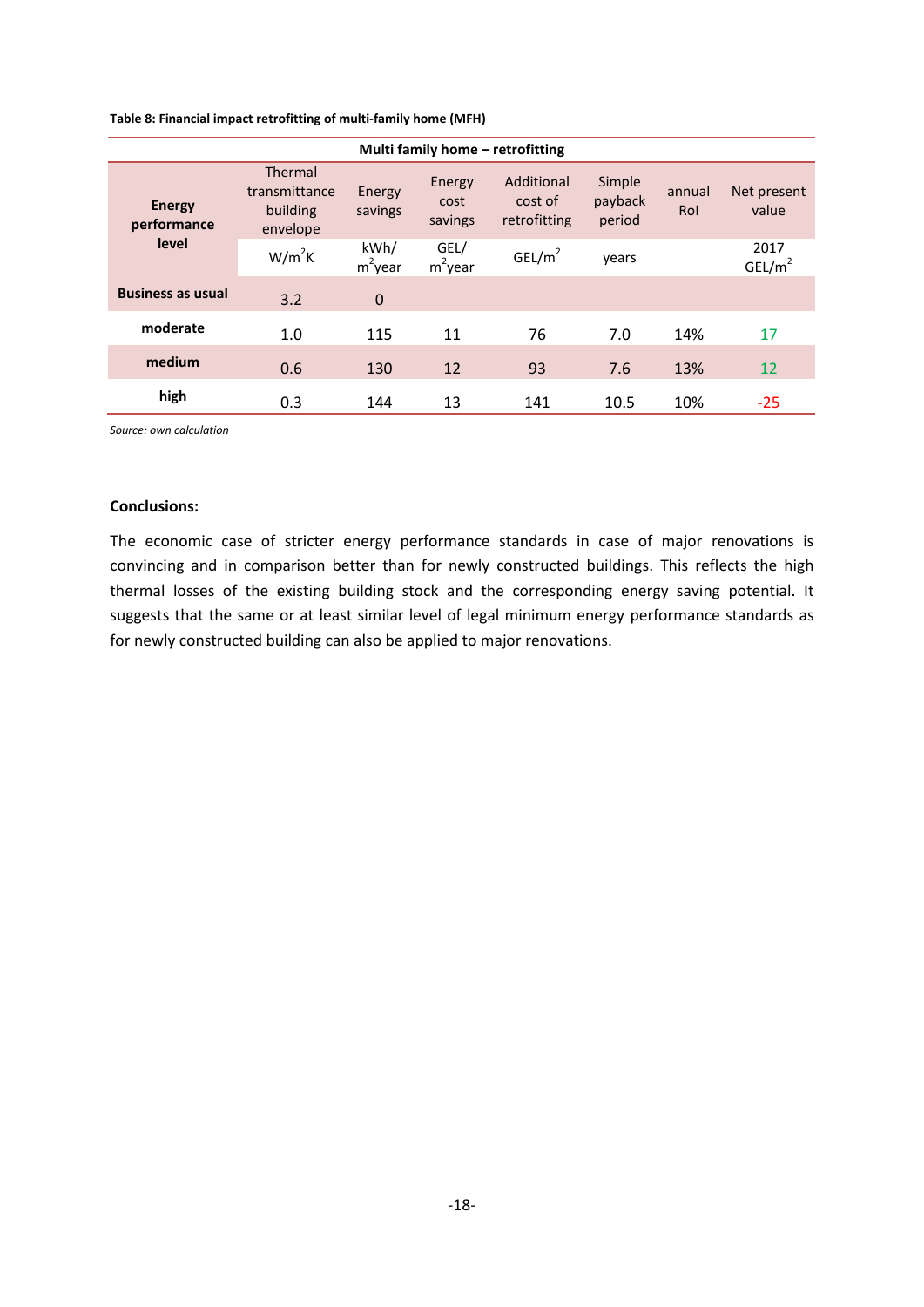**Table 8: Financial impact retrofitting of multi-family home (MFH)**

| Multi family home – retrofitting | | | | | | | |
|---|---|---|---|---|---|---|---|
| **Energy performance level** | Thermal transmittance building envelope | Energy savings | Energy cost savings | Additional cost of retrofitting | Simple payback period | annual RoI | Net present value |
| | $W/m^2K$ | kWh/ $m^2$year | GEL/ $m^2$year | GEL/$m^2$ | years | | 2017 GEL/$m^2$ |
| **Business as usual** | 3.2 | 0 | | | | | |
| **moderate** | 1.0 | 115 | 11 | 76 | 7.0 | 14% | 17 |
| **medium** | 0.6 | 130 | 12 | 93 | 7.6 | 13% | 12 |
| **high** | 0.3 | 144 | 13 | 141 | 10.5 | 10% | -25 |

*Source: own calculation*

**Conclusions:**

The economic case of stricter energy performance standards in case of major renovations is convincing and in comparison better than for newly constructed buildings. This reflects the high thermal losses of the existing building stock and the corresponding energy saving potential. It suggests that the same or at least similar level of legal minimum energy performance standards as for newly constructed building can also be applied to major renovations.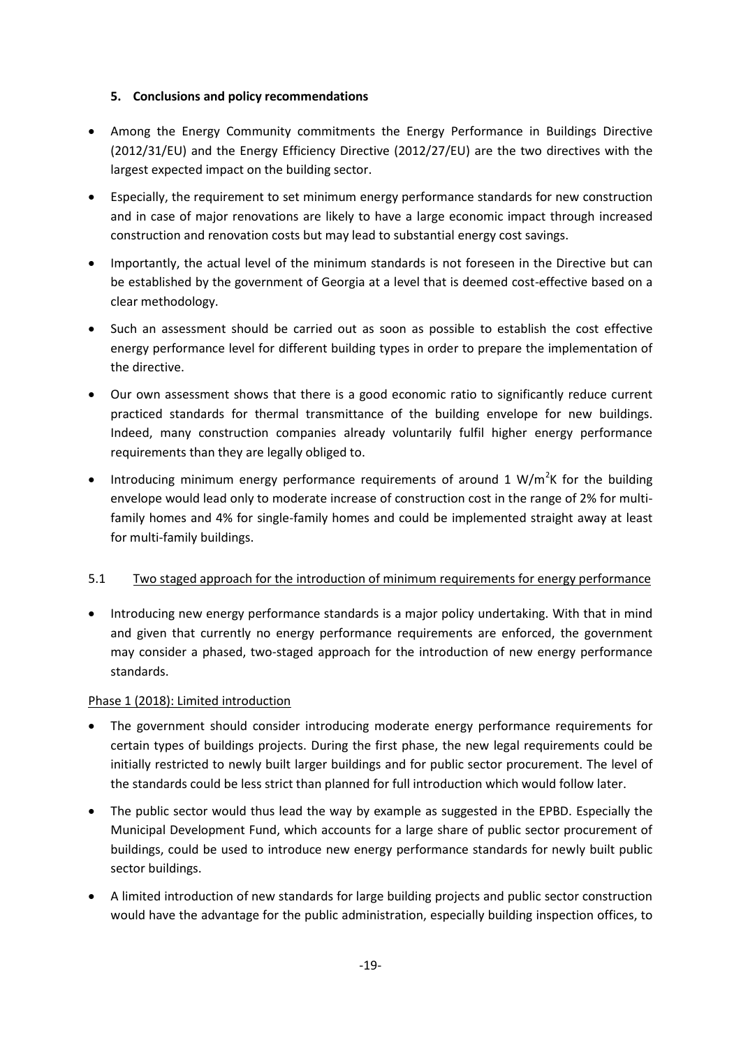## 5. Conclusions and policy recommendations

- Among the Energy Community commitments the Energy Performance in Buildings Directive (2012/31/EU) and the Energy Efficiency Directive (2012/27/EU) are the two directives with the largest expected impact on the building sector.
- Especially, the requirement to set minimum energy performance standards for new construction and in case of major renovations are likely to have a large economic impact through increased construction and renovation costs but may lead to substantial energy cost savings.
- Importantly, the actual level of the minimum standards is not foreseen in the Directive but can be established by the government of Georgia at a level that is deemed cost-effective based on a clear methodology.
- Such an assessment should be carried out as soon as possible to establish the cost effective energy performance level for different building types in order to prepare the implementation of the directive.
- Our own assessment shows that there is a good economic ratio to significantly reduce current practiced standards for thermal transmittance of the building envelope for new buildings. Indeed, many construction companies already voluntarily fulfil higher energy performance requirements than they are legally obliged to.
- Introducing minimum energy performance requirements of around 1 $W/m^2K$ for the building envelope would lead only to moderate increase of construction cost in the range of 2% for multi-family homes and 4% for single-family homes and could be implemented straight away at least for multi-family buildings.

### 5.1 Two staged approach for the introduction of minimum requirements for energy performance

- Introducing new energy performance standards is a major policy undertaking. With that in mind and given that currently no energy performance requirements are enforced, the government may consider a phased, two-staged approach for the introduction of new energy performance standards.

Phase 1 (2018): Limited introduction

- The government should consider introducing moderate energy performance requirements for certain types of buildings projects. During the first phase, the new legal requirements could be initially restricted to newly built larger buildings and for public sector procurement. The level of the standards could be less strict than planned for full introduction which would follow later.
- The public sector would thus lead the way by example as suggested in the EPBD. Especially the Municipal Development Fund, which accounts for a large share of public sector procurement of buildings, could be used to introduce new energy performance standards for newly built public sector buildings.
- A limited introduction of new standards for large building projects and public sector construction would have the advantage for the public administration, especially building inspection offices, to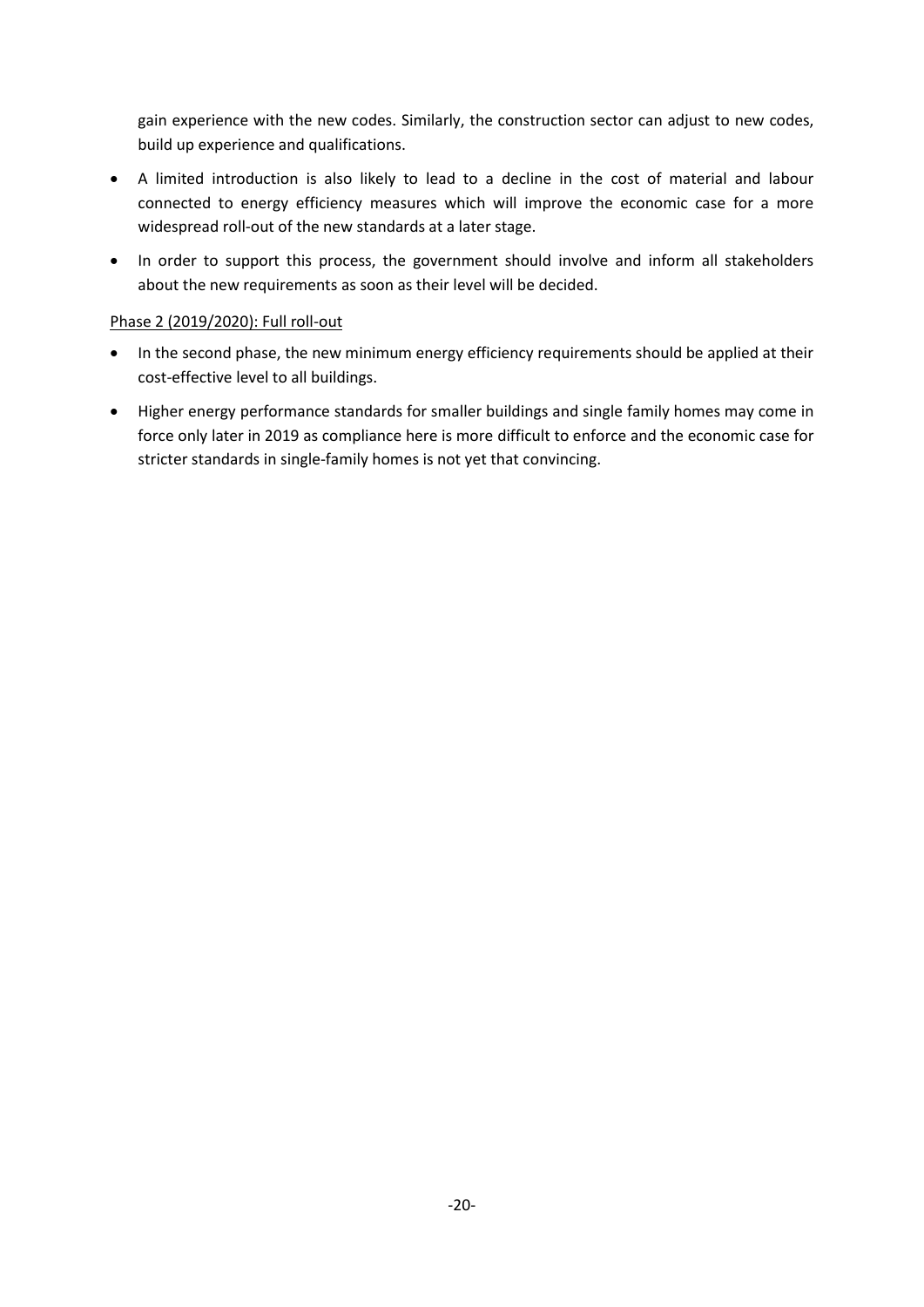gain experience with the new codes. Similarly, the construction sector can adjust to new codes, build up experience and qualifications.

- A limited introduction is also likely to lead to a decline in the cost of material and labour connected to energy efficiency measures which will improve the economic case for a more widespread roll-out of the new standards at a later stage.
- In order to support this process, the government should involve and inform all stakeholders about the new requirements as soon as their level will be decided.

<u>Phase 2 (2019/2020): Full roll-out</u>

- In the second phase, the new minimum energy efficiency requirements should be applied at their cost-effective level to all buildings.
- Higher energy performance standards for smaller buildings and single family homes may come in force only later in 2019 as compliance here is more difficult to enforce and the economic case for stricter standards in single-family homes is not yet that convincing.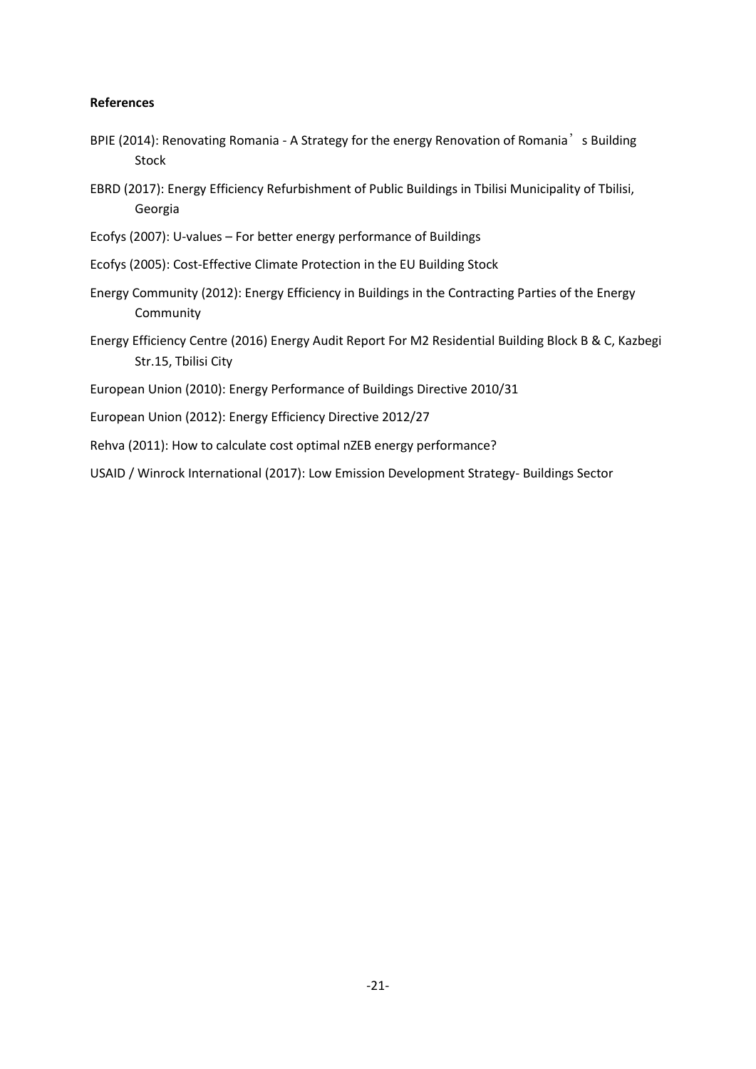**References**

BPIE (2014): Renovating Romania - A Strategy for the energy Renovation of Romania's Building Stock

EBRD (2017): Energy Efficiency Refurbishment of Public Buildings in Tbilisi Municipality of Tbilisi, Georgia

Ecofys (2007): U-values – For better energy performance of Buildings

Ecofys (2005): Cost-Effective Climate Protection in the EU Building Stock

Energy Community (2012): Energy Efficiency in Buildings in the Contracting Parties of the Energy Community

Energy Efficiency Centre (2016) Energy Audit Report For M2 Residential Building Block B & C, Kazbegi Str.15, Tbilisi City

European Union (2010): Energy Performance of Buildings Directive 2010/31

European Union (2012): Energy Efficiency Directive 2012/27

Rehva (2011): How to calculate cost optimal nZEB energy performance?

USAID / Winrock International (2017): Low Emission Development Strategy- Buildings Sector